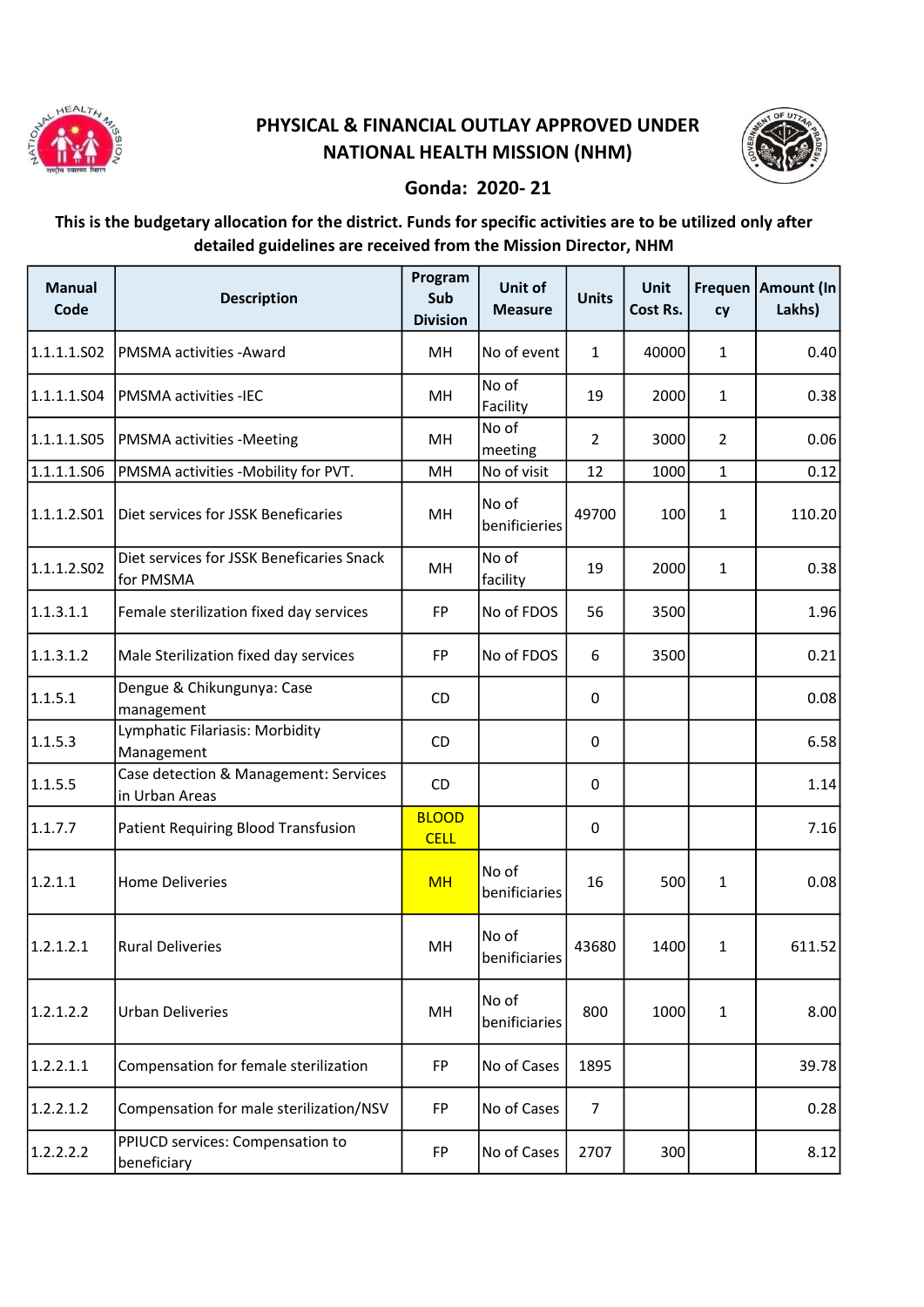# PHYSICAL & FINANCIAL OUTLAY APPROVED UNDER NATIONAL HEALTH MISSION (NHM)

## Gonda: 2020- 21

**This is the budgetary allocation for the district. Funds for specific activities are to be utilized only after detailed guidelines are received from the Mission Director, NHM**

| Manual Code | Description | Program Sub Division | Unit of Measure | Units | Unit Cost Rs. | Frequency | Amount (In Lakhs) |
|---|---|---|---|---|---|---|---|
| 1.1.1.1.S02 | PMSMA activities -Award | MH | No of event | 1 | 40000 | 1 | 0.40 |
| 1.1.1.1.S04 | PMSMA activities -IEC | MH | No of Facility | 19 | 2000 | 1 | 0.38 |
| 1.1.1.1.S05 | PMSMA activities -Meeting | MH | No of meeting | 2 | 3000 | 2 | 0.06 |
| 1.1.1.1.S06 | PMSMA activities -Mobility for PVT. | MH | No of visit | 12 | 1000 | 1 | 0.12 |
| 1.1.1.2.S01 | Diet services for JSSK Beneficaries | MH | No of benificieries | 49700 | 100 | 1 | 110.20 |
| 1.1.1.2.S02 | Diet services for JSSK Beneficaries Snack for PMSMA | MH | No of facility | 19 | 2000 | 1 | 0.38 |
| 1.1.3.1.1 | Female sterilization fixed day services | FP | No of FDOS | 56 | 3500 | | 1.96 |
| 1.1.3.1.2 | Male Sterilization fixed day services | FP | No of FDOS | 6 | 3500 | | 0.21 |
| 1.1.5.1 | Dengue & Chikungunya: Case management | CD | | 0 | | | 0.08 |
| 1.1.5.3 | Lymphatic Filariasis: Morbidity Management | CD | | 0 | | | 6.58 |
| 1.1.5.5 | Case detection & Management: Services in Urban Areas | CD | | 0 | | | 1.14 |
| 1.1.7.7 | Patient Requiring Blood Transfusion | BLOOD CELL | | 0 | | | 7.16 |
| 1.2.1.1 | Home Deliveries | MH | No of beniciaries | 16 | 500 | 1 | 0.08 |
| 1.2.1.2.1 | Rural Deliveries | MH | No of beniciaries | 43680 | 1400 | 1 | 611.52 |
| 1.2.1.2.2 | Urban Deliveries | MH | No of beniciaries | 800 | 1000 | 1 | 8.00 |
| 1.2.2.1.1 | Compensation for female sterilization | FP | No of Cases | 1895 | | | 39.78 |
| 1.2.2.1.2 | Compensation for male sterilization/NSV | FP | No of Cases | 7 | | | 0.28 |
| 1.2.2.2.2 | PPIUCD services: Compensation to beneficiary | FP | No of Cases | 2707 | 300 | | 8.12 |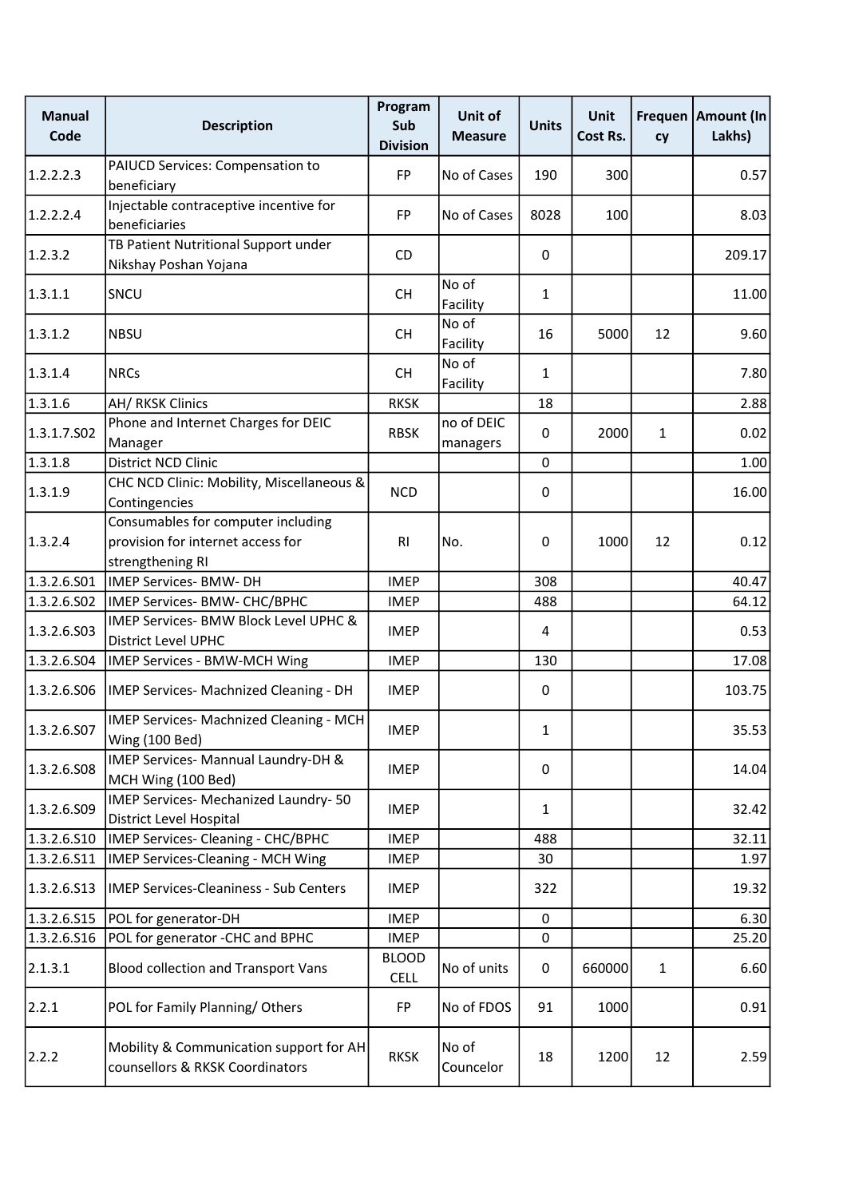| Manual Code | Description | Program Sub Division | Unit of Measure | Units | Unit Cost Rs. | Frequency | Amount (In Lakhs) |
|---|---|---|---|---|---|---|---|
| 1.2.2.2.3 | PAIUCD Services: Compensation to beneficiary | FP | No of Cases | 190 | 300 | | 0.57 |
| 1.2.2.2.4 | Injectable contraceptive incentive for beneficiaries | FP | No of Cases | 8028 | 100 | | 8.03 |
| 1.2.3.2 | TB Patient Nutritional Support under Nikshay Poshan Yojana | CD | | 0 | | | 209.17 |
| 1.3.1.1 | SNCU | CH | No of Facility | 1 | | | 11.00 |
| 1.3.1.2 | NBSU | CH | No of Facility | 16 | 5000 | 12 | 9.60 |
| 1.3.1.4 | NRCs | CH | No of Facility | 1 | | | 7.80 |
| 1.3.1.6 | AH/ RKSK Clinics | RKSK | | 18 | | | 2.88 |
| 1.3.1.7.S02 | Phone and Internet Charges for DEIC Manager | RBSK | no of DEIC managers | 0 | 2000 | 1 | 0.02 |
| 1.3.1.8 | District NCD Clinic | | | 0 | | | 1.00 |
| 1.3.1.9 | CHC NCD Clinic: Mobility, Miscellaneous & Contingencies | NCD | | 0 | | | 16.00 |
| 1.3.2.4 | Consumables for computer including provision for internet access for strengthening RI | RI | No. | 0 | 1000 | 12 | 0.12 |
| 1.3.2.6.S01 | IMEP Services- BMW- DH | IMEP | | 308 | | | 40.47 |
| 1.3.2.6.S02 | IMEP Services- BMW- CHC/BPHC | IMEP | | 488 | | | 64.12 |
| 1.3.2.6.S03 | IMEP Services- BMW Block Level UPHC & District Level UPHC | IMEP | | 4 | | | 0.53 |
| 1.3.2.6.S04 | IMEP Services - BMW-MCH Wing | IMEP | | 130 | | | 17.08 |
| 1.3.2.6.S06 | IMEP Services- Machnized Cleaning - DH | IMEP | | 0 | | | 103.75 |
| 1.3.2.6.S07 | IMEP Services- Machnized Cleaning - MCH Wing (100 Bed) | IMEP | | 1 | | | 35.53 |
| 1.3.2.6.S08 | IMEP Services- Mannual Laundry-DH & MCH Wing (100 Bed) | IMEP | | 0 | | | 14.04 |
| 1.3.2.6.S09 | IMEP Services- Mechanized Laundry- 50 District Level Hospital | IMEP | | 1 | | | 32.42 |
| 1.3.2.6.S10 | IMEP Services- Cleaning - CHC/BPHC | IMEP | | 488 | | | 32.11 |
| 1.3.2.6.S11 | IMEP Services-Cleaning - MCH Wing | IMEP | | 30 | | | 1.97 |
| 1.3.2.6.S13 | IMEP Services-Cleaniness - Sub Centers | IMEP | | 322 | | | 19.32 |
| 1.3.2.6.S15 | POL for generator-DH | IMEP | | 0 | | | 6.30 |
| 1.3.2.6.S16 | POL for generator -CHC and BPHC | IMEP | | 0 | | | 25.20 |
| 2.1.3.1 | Blood collection and Transport Vans | BLOOD CELL | No of units | 0 | 660000 | 1 | 6.60 |
| 2.2.1 | POL for Family Planning/ Others | FP | No of FDOS | 91 | 1000 | | 0.91 |
| 2.2.2 | Mobility & Communication support for AH counsellors & RKSK Coordinators | RKSK | No of Councelor | 18 | 1200 | 12 | 2.59 |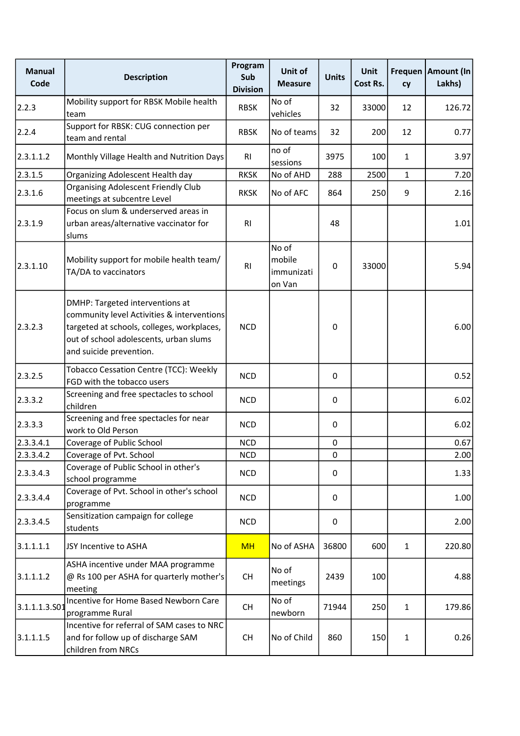| Manual Code | Description | Program Sub Division | Unit of Measure | Units | Unit Cost Rs. | Frequency | Amount (In Lakhs) |
|---|---|---|---|---|---|---|---|
| 2.2.3 | Mobility support for RBSK Mobile health team | RBSK | No of vehicles | 32 | 33000 | 12 | 126.72 |
| 2.2.4 | Support for RBSK: CUG connection per team and rental | RBSK | No of teams | 32 | 200 | 12 | 0.77 |
| 2.3.1.1.2 | Monthly Village Health and Nutrition Days | RI | no of sessions | 3975 | 100 | 1 | 3.97 |
| 2.3.1.5 | Organizing Adolescent Health day | RKSK | No of AHD | 288 | 2500 | 1 | 7.20 |
| 2.3.1.6 | Organising Adolescent Friendly Club meetings at subcentre Level | RKSK | No of AFC | 864 | 250 | 9 | 2.16 |
| 2.3.1.9 | Focus on slum & underserved areas in urban areas/alternative vaccinator for slums | RI | | 48 | | | 1.01 |
| 2.3.1.10 | Mobility support for mobile health team/ TA/DA to vaccinators | RI | No of mobile immunization Van | 0 | 33000 | | 5.94 |
| 2.3.2.3 | DMHP: Targeted interventions at community level Activities & interventions targeted at schools, colleges, workplaces, out of school adolescents, urban slums and suicide prevention. | NCD | | 0 | | | 6.00 |
| 2.3.2.5 | Tobacco Cessation Centre (TCC): Weekly FGD with the tobacco users | NCD | | 0 | | | 0.52 |
| 2.3.3.2 | Screening and free spectacles to school children | NCD | | 0 | | | 6.02 |
| 2.3.3.3 | Screening and free spectacles for near work to Old Person | NCD | | 0 | | | 6.02 |
| 2.3.3.4.1 | Coverage of Public School | NCD | | 0 | | | 0.67 |
| 2.3.3.4.2 | Coverage of Pvt. School | NCD | | 0 | | | 2.00 |
| 2.3.3.4.3 | Coverage of Public School in other's school programme | NCD | | 0 | | | 1.33 |
| 2.3.3.4.4 | Coverage of Pvt. School in other's school programme | NCD | | 0 | | | 1.00 |
| 2.3.3.4.5 | Sensitization campaign for college students | NCD | | 0 | | | 2.00 |
| 3.1.1.1.1 | JSY Incentive to ASHA | MH | No of ASHA | 36800 | 600 | 1 | 220.80 |
| 3.1.1.1.2 | ASHA incentive under MAA programme @ Rs 100 per ASHA for quarterly mother's meeting | CH | No of meetings | 2439 | 100 | | 4.88 |
| 3.1.1.1.3.S01 | Incentive for Home Based Newborn Care programme Rural | CH | No of newborn | 71944 | 250 | 1 | 179.86 |
| 3.1.1.1.5 | Incentive for referral of SAM cases to NRC and for follow up of discharge SAM children from NRCs | CH | No of Child | 860 | 150 | 1 | 0.26 |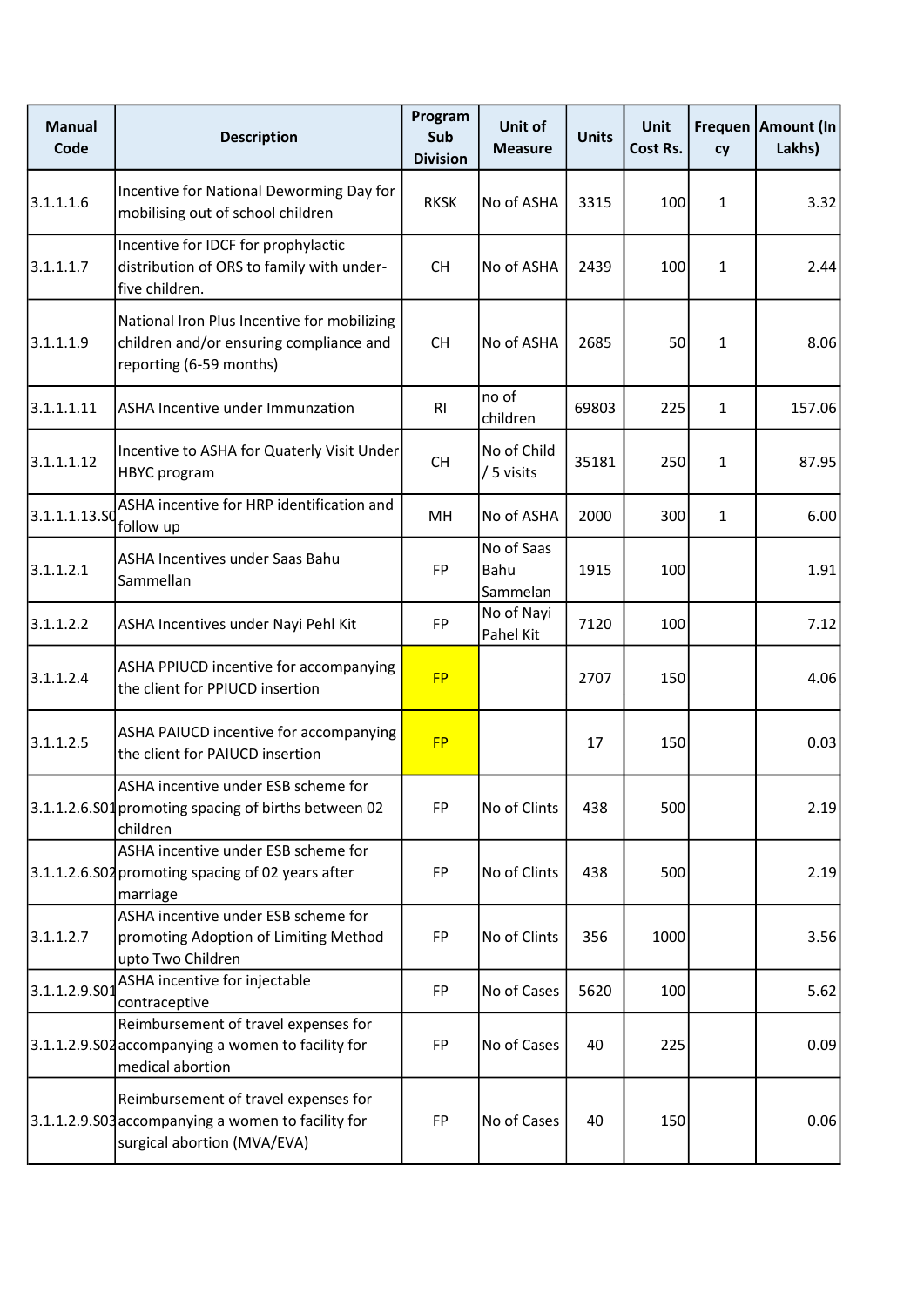| Manual Code | Description | Program Sub Division | Unit of Measure | Units | Unit Cost Rs. | Frequency | Amount (In Lakhs) |
|---|---|---|---|---|---|---|---|
| 3.1.1.1.6 | Incentive for National Deworming Day for mobilising out of school children | RKSK | No of ASHA | 3315 | 100 | 1 | 3.32 |
| 3.1.1.1.7 | Incentive for IDCF for prophylactic distribution of ORS to family with under-five children. | CH | No of ASHA | 2439 | 100 | 1 | 2.44 |
| 3.1.1.1.9 | National Iron Plus Incentive for mobilizing children and/or ensuring compliance and reporting (6-59 months) | CH | No of ASHA | 2685 | 50 | 1 | 8.06 |
| 3.1.1.1.11 | ASHA Incentive under Immunzation | RI | no of children | 69803 | 225 | 1 | 157.06 |
| 3.1.1.1.12 | Incentive to ASHA for Quaterly Visit Under HBYC program | CH | No of Child / 5 visits | 35181 | 250 | 1 | 87.95 |
| 3.1.1.1.13.S0 | ASHA incentive for HRP identification and follow up | MH | No of ASHA | 2000 | 300 | 1 | 6.00 |
| 3.1.1.2.1 | ASHA Incentives under Saas Bahu Sammellan | FP | No of Saas Bahu Sammelan | 1915 | 100 | | 1.91 |
| 3.1.1.2.2 | ASHA Incentives under Nayi Pehl Kit | FP | No of Nayi Pahel Kit | 7120 | 100 | | 7.12 |
| 3.1.1.2.4 | ASHA PPIUCD incentive for accompanying the client for PPIUCD insertion | FP | | 2707 | 150 | | 4.06 |
| 3.1.1.2.5 | ASHA PAIUCD incentive for accompanying the client for PAIUCD insertion | FP | | 17 | 150 | | 0.03 |
| 3.1.1.2.6.S01 | ASHA incentive under ESB scheme for promoting spacing of births between 02 children | FP | No of Clints | 438 | 500 | | 2.19 |
| 3.1.1.2.6.S02 | ASHA incentive under ESB scheme for promoting spacing of 02 years after marriage | FP | No of Clints | 438 | 500 | | 2.19 |
| 3.1.1.2.7 | ASHA incentive under ESB scheme for promoting Adoption of Limiting Method upto Two Children | FP | No of Clints | 356 | 1000 | | 3.56 |
| 3.1.1.2.9.S01 | ASHA incentive for injectable contraceptive | FP | No of Cases | 5620 | 100 | | 5.62 |
| 3.1.1.2.9.S02 | Reimbursement of travel expenses for accompanying a women to facility for medical abortion | FP | No of Cases | 40 | 225 | | 0.09 |
| 3.1.1.2.9.S03 | Reimbursement of travel expenses for accompanying a women to facility for surgical abortion (MVA/EVA) | FP | No of Cases | 40 | 150 | | 0.06 |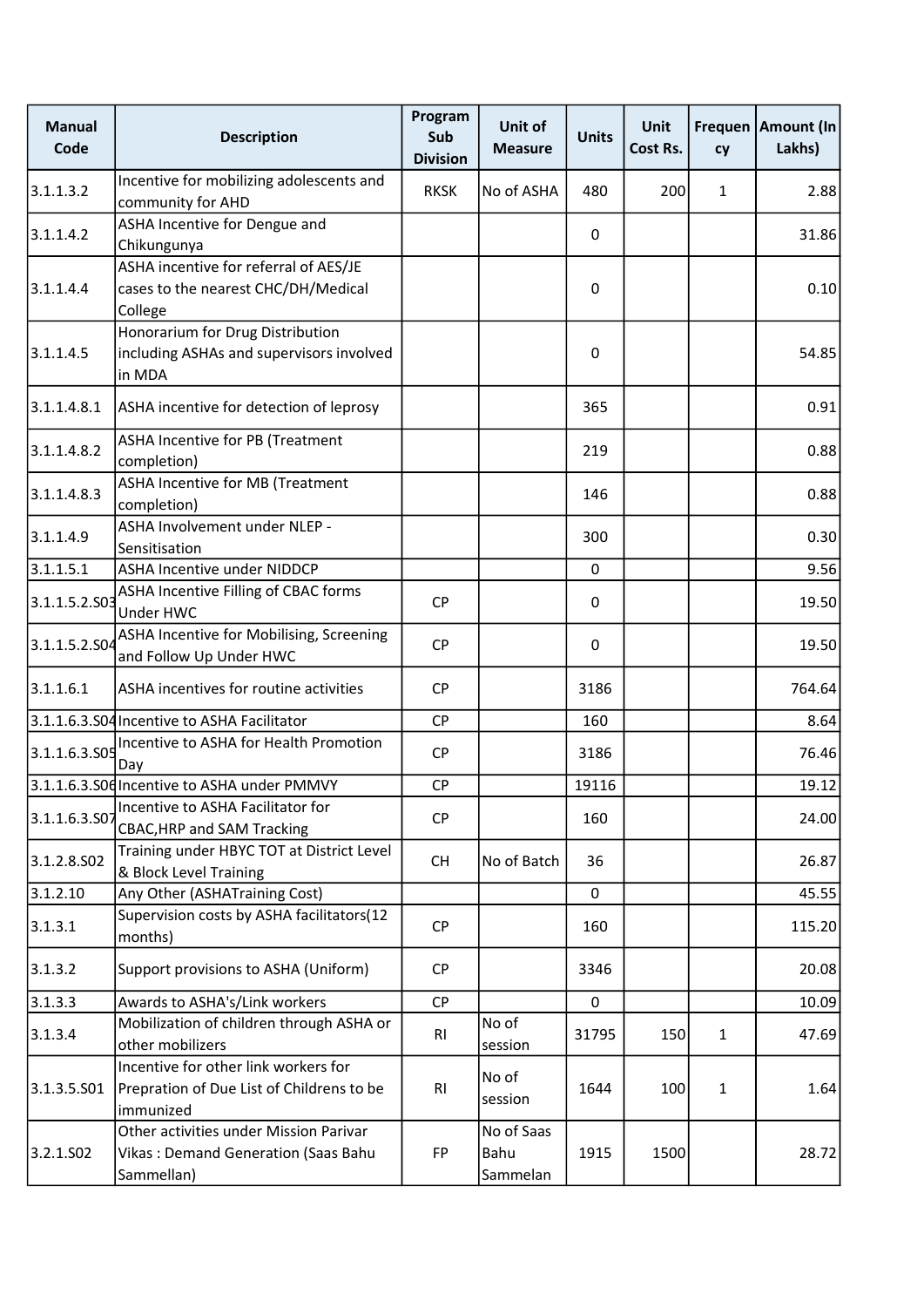| Manual Code | Description | Program Sub Division | Unit of Measure | Units | Unit Cost Rs. | Frequency | Amount (In Lakhs) |
|---|---|---|---|---|---|---|---|
| 3.1.1.3.2 | Incentive for mobilizing adolescents and community for AHD | RKSK | No of ASHA | 480 | 200 | 1 | 2.88 |
| 3.1.1.4.2 | ASHA Incentive for Dengue and Chikungunya | | | 0 | | | 31.86 |
| 3.1.1.4.4 | ASHA incentive for referral of AES/JE cases to the nearest CHC/DH/Medical College | | | 0 | | | 0.10 |
| 3.1.1.4.5 | Honorarium for Drug Distribution including ASHAs and supervisors involved in MDA | | | 0 | | | 54.85 |
| 3.1.1.4.8.1 | ASHA incentive for detection of leprosy | | | 365 | | | 0.91 |
| 3.1.1.4.8.2 | ASHA Incentive for PB (Treatment completion) | | | 219 | | | 0.88 |
| 3.1.1.4.8.3 | ASHA Incentive for MB (Treatment completion) | | | 146 | | | 0.88 |
| 3.1.1.4.9 | ASHA Involvement under NLEP - Sensitisation | | | 300 | | | 0.30 |
| 3.1.1.5.1 | ASHA Incentive under NIDDCP | | | 0 | | | 9.56 |
| 3.1.1.5.2.S03 | ASHA Incentive Filling of CBAC forms Under HWC | CP | | 0 | | | 19.50 |
| 3.1.1.5.2.S04 | ASHA Incentive for Mobilising, Screening and Follow Up Under HWC | CP | | 0 | | | 19.50 |
| 3.1.1.6.1 | ASHA incentives for routine activities | CP | | 3186 | | | 764.64 |
| 3.1.1.6.3.S04 | Incentive to ASHA Facilitator | CP | | 160 | | | 8.64 |
| 3.1.1.6.3.S05 | Incentive to ASHA for Health Promotion Day | CP | | 3186 | | | 76.46 |
| 3.1.1.6.3.S06 | Incentive to ASHA under PMMVY | CP | | 19116 | | | 19.12 |
| 3.1.1.6.3.S07 | Incentive to ASHA Facilitator for CBAC,HRP and SAM Tracking | CP | | 160 | | | 24.00 |
| 3.1.2.8.S02 | Training under HBYC TOT at District Level & Block Level Training | CH | No of Batch | 36 | | | 26.87 |
| 3.1.2.10 | Any Other (ASHATraining Cost) | | | 0 | | | 45.55 |
| 3.1.3.1 | Supervision costs by ASHA facilitators(12 months) | CP | | 160 | | | 115.20 |
| 3.1.3.2 | Support provisions to ASHA (Uniform) | CP | | 3346 | | | 20.08 |
| 3.1.3.3 | Awards to ASHA's/Link workers | CP | | 0 | | | 10.09 |
| 3.1.3.4 | Mobilization of children through ASHA or other mobilizers | RI | No of session | 31795 | 150 | 1 | 47.69 |
| 3.1.3.5.S01 | Incentive for other link workers for Prepration of Due List of Childrens to be immunized | RI | No of session | 1644 | 100 | 1 | 1.64 |
| 3.2.1.S02 | Other activities under Mission Parivar Vikas : Demand Generation (Saas Bahu Sammellan) | FP | No of Saas Bahu Sammelan | 1915 | 1500 | | 28.72 |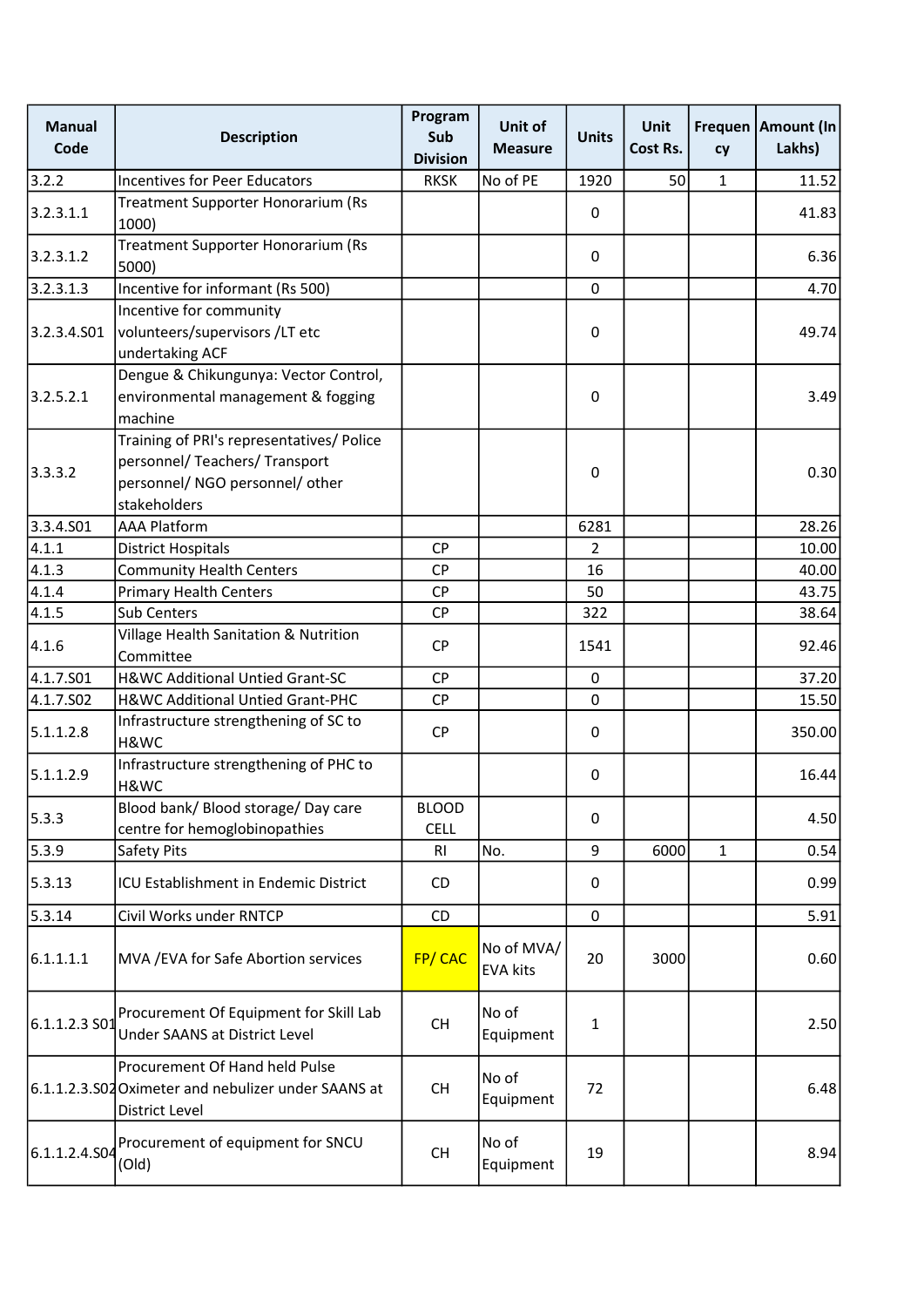| Manual Code | Description | Program Sub Division | Unit of Measure | Units | Unit Cost Rs. | Frequency | Amount (In Lakhs) |
|---|---|---|---|---|---|---|---|
| 3.2.2 | Incentives for Peer Educators | RKSK | No of PE | 1920 | 50 | 1 | 11.52 |
| 3.2.3.1.1 | Treatment Supporter Honorarium (Rs 1000) | | | 0 | | | 41.83 |
| 3.2.3.1.2 | Treatment Supporter Honorarium (Rs 5000) | | | 0 | | | 6.36 |
| 3.2.3.1.3 | Incentive for informant (Rs 500) | | | 0 | | | 4.70 |
| 3.2.3.4.S01 | Incentive for community volunteers/supervisors /LT etc undertaking ACF | | | 0 | | | 49.74 |
| 3.2.5.2.1 | Dengue & Chikungunya: Vector Control, environmental management & fogging machine | | | 0 | | | 3.49 |
| 3.3.3.2 | Training of PRI's representatives/ Police personnel/ Teachers/ Transport personnel/ NGO personnel/ other stakeholders | | | 0 | | | 0.30 |
| 3.3.4.S01 | AAA Platform | | | 6281 | | | 28.26 |
| 4.1.1 | District Hospitals | CP | | 2 | | | 10.00 |
| 4.1.3 | Community Health Centers | CP | | 16 | | | 40.00 |
| 4.1.4 | Primary Health Centers | CP | | 50 | | | 43.75 |
| 4.1.5 | Sub Centers | CP | | 322 | | | 38.64 |
| 4.1.6 | Village Health Sanitation & Nutrition Committee | CP | | 1541 | | | 92.46 |
| 4.1.7.S01 | H&WC Additional Untied Grant-SC | CP | | 0 | | | 37.20 |
| 4.1.7.S02 | H&WC Additional Untied Grant-PHC | CP | | 0 | | | 15.50 |
| 5.1.1.2.8 | Infrastructure strengthening of SC to H&WC | CP | | 0 | | | 350.00 |
| 5.1.1.2.9 | Infrastructure strengthening of PHC to H&WC | | | 0 | | | 16.44 |
| 5.3.3 | Blood bank/ Blood storage/ Day care centre for hemoglobinopathies | BLOOD CELL | | 0 | | | 4.50 |
| 5.3.9 | Safety Pits | RI | No. | 9 | 6000 | 1 | 0.54 |
| 5.3.13 | ICU Establishment in Endemic District | CD | | 0 | | | 0.99 |
| 5.3.14 | Civil Works under RNTCP | CD | | 0 | | | 5.91 |
| 6.1.1.1.1 | MVA /EVA for Safe Abortion services | FP/ CAC | No of MVA/ EVA kits | 20 | 3000 | | 0.60 |
| 6.1.1.2.3 S01 | Procurement Of Equipment for Skill Lab Under SAANS at District Level | CH | No of Equipment | 1 | | | 2.50 |
| 6.1.1.2.3.S02 | Procurement Of Hand held Pulse Oximeter and nebulizer under SAANS at District Level | CH | No of Equipment | 72 | | | 6.48 |
| 6.1.1.2.4.S04 | Procurement of equipment for SNCU (Old) | CH | No of Equipment | 19 | | | 8.94 |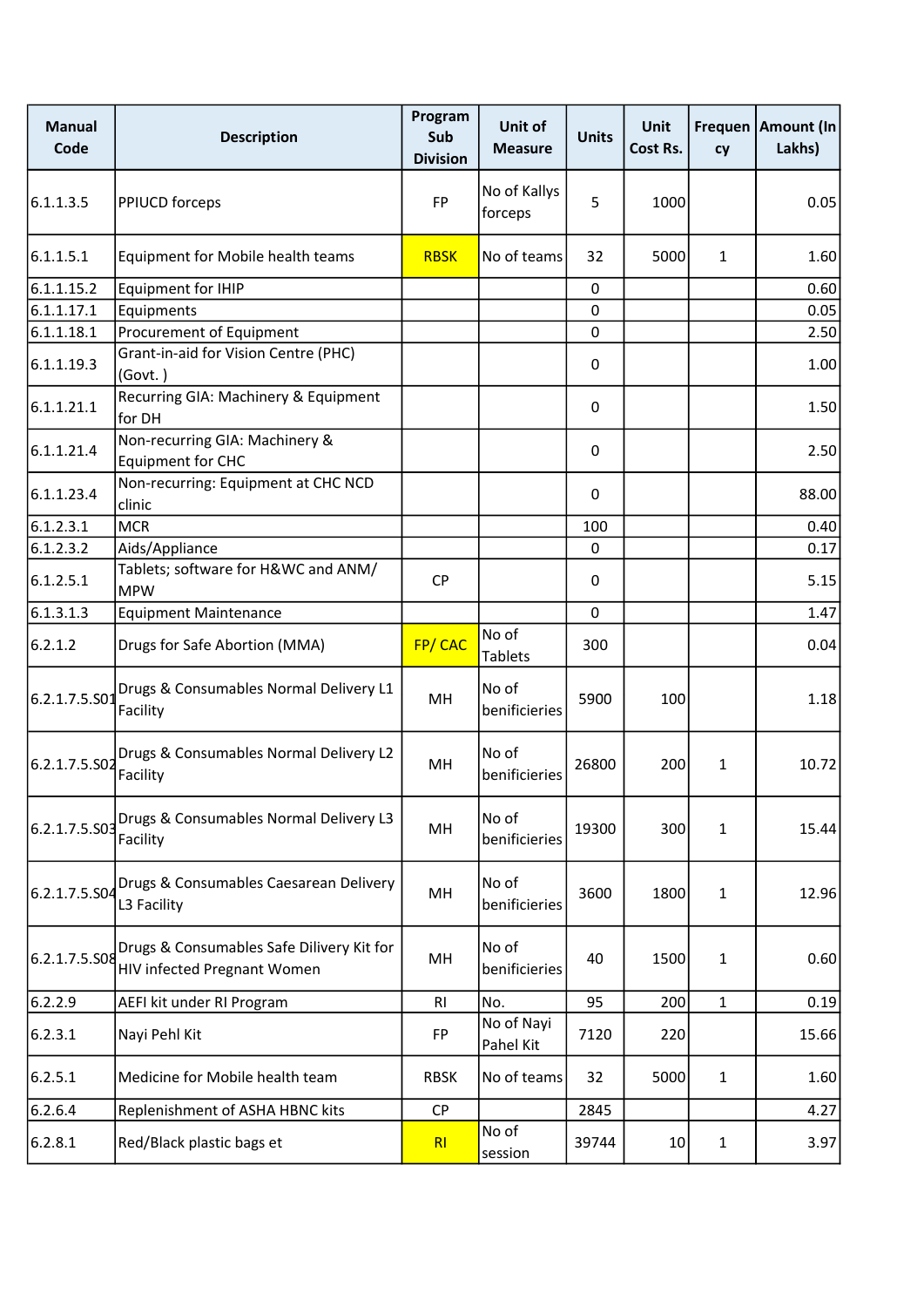| Manual Code | Description | Program Sub Division | Unit of Measure | Units | Unit Cost Rs. | Frequency | Amount (In Lakhs) |
|---|---|---|---|---|---|---|---|
| 6.1.1.3.5 | PPIUCD forceps | FP | No of Kallys forceps | 5 | 1000 | | 0.05 |
| 6.1.1.5.1 | Equipment for Mobile health teams | RBSK | No of teams | 32 | 5000 | 1 | 1.60 |
| 6.1.1.15.2 | Equipment for IHIP | | | 0 | | | 0.60 |
| 6.1.1.17.1 | Equipments | | | 0 | | | 0.05 |
| 6.1.1.18.1 | Procurement of Equipment | | | 0 | | | 2.50 |
| 6.1.1.19.3 | Grant-in-aid for Vision Centre (PHC) (Govt. ) | | | 0 | | | 1.00 |
| 6.1.1.21.1 | Recurring GIA: Machinery & Equipment for DH | | | 0 | | | 1.50 |
| 6.1.1.21.4 | Non-recurring GIA: Machinery & Equipment for CHC | | | 0 | | | 2.50 |
| 6.1.1.23.4 | Non-recurring: Equipment at CHC NCD clinic | | | 0 | | | 88.00 |
| 6.1.2.3.1 | MCR | | | 100 | | | 0.40 |
| 6.1.2.3.2 | Aids/Appliance | | | 0 | | | 0.17 |
| 6.1.2.5.1 | Tablets; software for H&WC and ANM/ MPW | CP | | 0 | | | 5.15 |
| 6.1.3.1.3 | Equipment Maintenance | | | 0 | | | 1.47 |
| 6.2.1.2 | Drugs for Safe Abortion (MMA) | FP/ CAC | No of Tablets | 300 | | | 0.04 |
| 6.2.1.7.5.S01 | Drugs & Consumables Normal Delivery L1 Facility | MH | No of benificieries | 5900 | 100 | | 1.18 |
| 6.2.1.7.5.S02 | Drugs & Consumables Normal Delivery L2 Facility | MH | No of benificieries | 26800 | 200 | 1 | 10.72 |
| 6.2.1.7.5.S03 | Drugs & Consumables Normal Delivery L3 Facility | MH | No of benificieries | 19300 | 300 | 1 | 15.44 |
| 6.2.1.7.5.S04 | Drugs & Consumables Caesarean Delivery L3 Facility | MH | No of benificieries | 3600 | 1800 | 1 | 12.96 |
| 6.2.1.7.5.S08 | Drugs & Consumables Safe Dilivery Kit for HIV infected Pregnant Women | MH | No of benificieries | 40 | 1500 | 1 | 0.60 |
| 6.2.2.9 | AEFI kit under RI Program | RI | No. | 95 | 200 | 1 | 0.19 |
| 6.2.3.1 | Nayi Pehl Kit | FP | No of Nayi Pahel Kit | 7120 | 220 | | 15.66 |
| 6.2.5.1 | Medicine for Mobile health team | RBSK | No of teams | 32 | 5000 | 1 | 1.60 |
| 6.2.6.4 | Replenishment of ASHA HBNC kits | CP | | 2845 | | | 4.27 |
| 6.2.8.1 | Red/Black plastic bags et | RI | No of session | 39744 | 10 | 1 | 3.97 |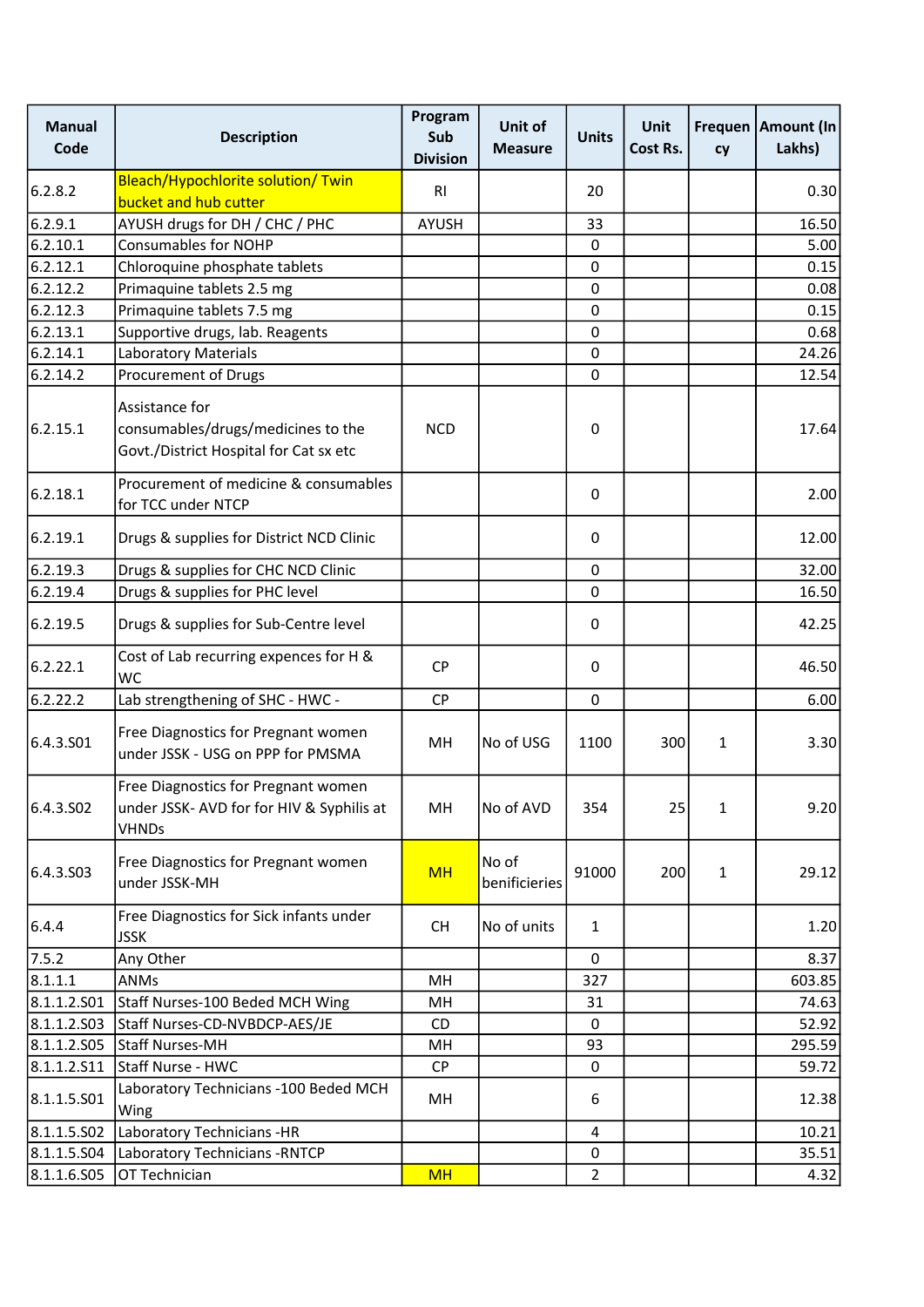| Manual Code | Description | Program Sub Division | Unit of Measure | Units | Unit Cost Rs. | Frequency | Amount (In Lakhs) |
|---|---|---|---|---|---|---|---|
| 6.2.8.2 | Bleach/Hypochlorite solution/ Twin bucket and hub cutter | RI | | 20 | | | 0.30 |
| 6.2.9.1 | AYUSH drugs for DH / CHC / PHC | AYUSH | | 33 | | | 16.50 |
| 6.2.10.1 | Consumables for NOHP | | | 0 | | | 5.00 |
| 6.2.12.1 | Chloroquine phosphate tablets | | | 0 | | | 0.15 |
| 6.2.12.2 | Primaquine tablets 2.5 mg | | | 0 | | | 0.08 |
| 6.2.12.3 | Primaquine tablets 7.5 mg | | | 0 | | | 0.15 |
| 6.2.13.1 | Supportive drugs, lab. Reagents | | | 0 | | | 0.68 |
| 6.2.14.1 | Laboratory Materials | | | 0 | | | 24.26 |
| 6.2.14.2 | Procurement of Drugs | | | 0 | | | 12.54 |
| 6.2.15.1 | Assistance for consumables/drugs/medicines to the Govt./District Hospital for Cat sx etc | NCD | | 0 | | | 17.64 |
| 6.2.18.1 | Procurement of medicine & consumables for TCC under NTCP | | | 0 | | | 2.00 |
| 6.2.19.1 | Drugs & supplies for District NCD Clinic | | | 0 | | | 12.00 |
| 6.2.19.3 | Drugs & supplies for CHC NCD Clinic | | | 0 | | | 32.00 |
| 6.2.19.4 | Drugs & supplies for PHC level | | | 0 | | | 16.50 |
| 6.2.19.5 | Drugs & supplies for Sub-Centre level | | | 0 | | | 42.25 |
| 6.2.22.1 | Cost of Lab recurring expences for H & WC | CP | | 0 | | | 46.50 |
| 6.2.22.2 | Lab strengthening of SHC - HWC - | CP | | 0 | | | 6.00 |
| 6.4.3.S01 | Free Diagnostics for Pregnant women under JSSK - USG on PPP for PMSMA | MH | No of USG | 1100 | 300 | 1 | 3.30 |
| 6.4.3.S02 | Free Diagnostics for Pregnant women under JSSK- AVD for for HIV & Syphilis at VHNDs | MH | No of AVD | 354 | 25 | 1 | 9.20 |
| 6.4.3.S03 | Free Diagnostics for Pregnant women under JSSK-MH | MH | No of benificieries | 91000 | 200 | 1 | 29.12 |
| 6.4.4 | Free Diagnostics for Sick infants under JSSK | CH | No of units | 1 | | | 1.20 |
| 7.5.2 | Any Other | | | 0 | | | 8.37 |
| 8.1.1.1 | ANMs | MH | | 327 | | | 603.85 |
| 8.1.1.2.S01 | Staff Nurses-100 Beded MCH Wing | MH | | 31 | | | 74.63 |
| 8.1.1.2.S03 | Staff Nurses-CD-NVBDCP-AES/JE | CD | | 0 | | | 52.92 |
| 8.1.1.2.S05 | Staff Nurses-MH | MH | | 93 | | | 295.59 |
| 8.1.1.2.S11 | Staff Nurse - HWC | CP | | 0 | | | 59.72 |
| 8.1.1.5.S01 | Laboratory Technicians -100 Beded MCH Wing | MH | | 6 | | | 12.38 |
| 8.1.1.5.S02 | Laboratory Technicians -HR | | | 4 | | | 10.21 |
| 8.1.1.5.S04 | Laboratory Technicians -RNTCP | | | 0 | | | 35.51 |
| 8.1.1.6.S05 | OT Technician | MH | | 2 | | | 4.32 |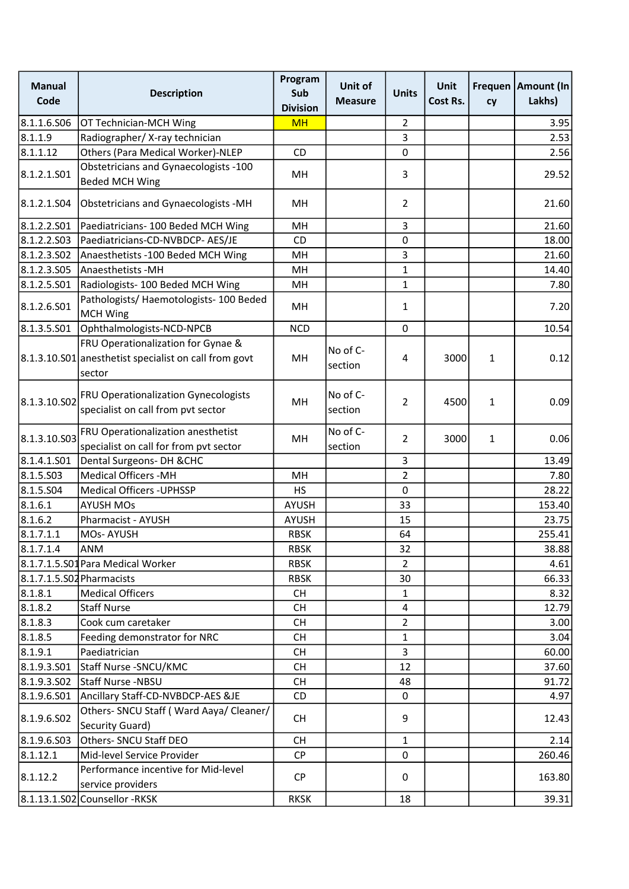| Manual Code | Description | Program Sub Division | Unit of Measure | Units | Unit Cost Rs. | Frequency | Amount (In Lakhs) |
|---|---|---|---|---|---|---|---|
| 8.1.1.6.S06 | OT Technician-MCH Wing | MH | | 2 | | | 3.95 |
| 8.1.1.9 | Radiographer/ X-ray technician | | | 3 | | | 2.53 |
| 8.1.1.12 | Others (Para Medical Worker)-NLEP | CD | | 0 | | | 2.56 |
| 8.1.2.1.S01 | Obstetricians and Gynaecologists -100 Beded MCH Wing | MH | | 3 | | | 29.52 |
| 8.1.2.1.S04 | Obstetricians and Gynaecologists -MH | MH | | 2 | | | 21.60 |
| 8.1.2.2.S01 | Paediatricians- 100 Beded MCH Wing | MH | | 3 | | | 21.60 |
| 8.1.2.2.S03 | Paediatricians-CD-NVBDCP- AES/JE | CD | | 0 | | | 18.00 |
| 8.1.2.3.S02 | Anaesthetists -100 Beded MCH Wing | MH | | 3 | | | 21.60 |
| 8.1.2.3.S05 | Anaesthetists -MH | MH | | 1 | | | 14.40 |
| 8.1.2.5.S01 | Radiologists- 100 Beded MCH Wing | MH | | 1 | | | 7.80 |
| 8.1.2.6.S01 | Pathologists/ Haemotologists- 100 Beded MCH Wing | MH | | 1 | | | 7.20 |
| 8.1.3.5.S01 | Ophthalmologists-NCD-NPCB | NCD | | 0 | | | 10.54 |
| 8.1.3.10.S01 | FRU Operationalization for Gynae & anesthetist specialist on call from govt sector | MH | No of C-section | 4 | 3000 | 1 | 0.12 |
| 8.1.3.10.S02 | FRU Operationalization Gynecologists specialist on call from pvt sector | MH | No of C-section | 2 | 4500 | 1 | 0.09 |
| 8.1.3.10.S03 | FRU Operationalization anesthetist specialist on call for from pvt sector | MH | No of C-section | 2 | 3000 | 1 | 0.06 |
| 8.1.4.1.S01 | Dental Surgeons- DH &CHC | | | 3 | | | 13.49 |
| 8.1.5.S03 | Medical Officers -MH | MH | | 2 | | | 7.80 |
| 8.1.5.S04 | Medical Officers -UPHSSP | HS | | 0 | | | 28.22 |
| 8.1.6.1 | AYUSH MOs | AYUSH | | 33 | | | 153.40 |
| 8.1.6.2 | Pharmacist - AYUSH | AYUSH | | 15 | | | 23.75 |
| 8.1.7.1.1 | MOs- AYUSH | RBSK | | 64 | | | 255.41 |
| 8.1.7.1.4 | ANM | RBSK | | 32 | | | 38.88 |
| 8.1.7.1.5.S01 | Para Medical Worker | RBSK | | 2 | | | 4.61 |
| 8.1.7.1.5.S02 | Pharmacists | RBSK | | 30 | | | 66.33 |
| 8.1.8.1 | Medical Officers | CH | | 1 | | | 8.32 |
| 8.1.8.2 | Staff Nurse | CH | | 4 | | | 12.79 |
| 8.1.8.3 | Cook cum caretaker | CH | | 2 | | | 3.00 |
| 8.1.8.5 | Feeding demonstrator for NRC | CH | | 1 | | | 3.04 |
| 8.1.9.1 | Paediatrician | CH | | 3 | | | 60.00 |
| 8.1.9.3.S01 | Staff Nurse -SNCU/KMC | CH | | 12 | | | 37.60 |
| 8.1.9.3.S02 | Staff Nurse -NBSU | CH | | 48 | | | 91.72 |
| 8.1.9.6.S01 | Ancillary Staff-CD-NVBDCP-AES &JE | CD | | 0 | | | 4.97 |
| 8.1.9.6.S02 | Others- SNCU Staff ( Ward Aaya/ Cleaner/ Security Guard) | CH | | 9 | | | 12.43 |
| 8.1.9.6.S03 | Others- SNCU Staff DEO | CH | | 1 | | | 2.14 |
| 8.1.12.1 | Mid-level Service Provider | CP | | 0 | | | 260.46 |
| 8.1.12.2 | Performance incentive for Mid-level service providers | CP | | 0 | | | 163.80 |
| 8.1.13.1.S02 | Counsellor -RKSK | RKSK | | 18 | | | 39.31 |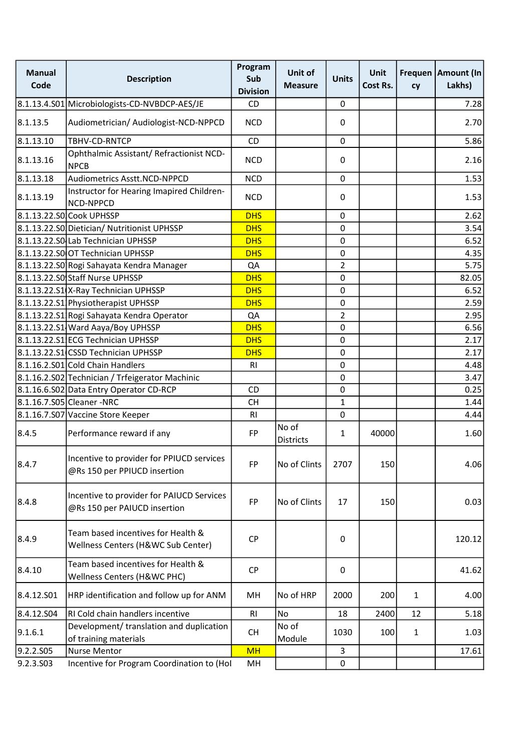| Manual Code | Description | Program Sub Division | Unit of Measure | Units | Unit Cost Rs. | Frequency | Amount (In Lakhs) |
|---|---|---|---|---|---|---|---|
| 8.1.13.4.S01 | Microbiologists-CD-NVBDCP-AES/JE | CD | | 0 | | | 7.28 |
| 8.1.13.5 | Audiometrician/ Audiologist-NCD-NPPCD | NCD | | 0 | | | 2.70 |
| 8.1.13.10 | TBHV-CD-RNTCP | CD | | 0 | | | 5.86 |
| 8.1.13.16 | Ophthalmic Assistant/ Refractionist NCD-NPCB | NCD | | 0 | | | 2.16 |
| 8.1.13.18 | Audiometrics Asstt.NCD-NPPCD | NCD | | 0 | | | 1.53 |
| 8.1.13.19 | Instructor for Hearing Imapired Children-NCD-NPPCD | NCD | | 0 | | | 1.53 |
| 8.1.13.22.S0 | Cook UPHSSP | DHS | | 0 | | | 2.62 |
| 8.1.13.22.S0 | Dietician/ Nutritionist UPHSSP | DHS | | 0 | | | 3.54 |
| 8.1.13.22.S0 | Lab Technician UPHSSP | DHS | | 0 | | | 6.52 |
| 8.1.13.22.S0 | OT Technician UPHSSP | DHS | | 0 | | | 4.35 |
| 8.1.13.22.S0 | Rogi Sahayata Kendra Manager | QA | | 2 | | | 5.75 |
| 8.1.13.22.S0 | Staff Nurse UPHSSP | DHS | | 0 | | | 82.05 |
| 8.1.13.22.S1 | X-Ray Technician UPHSSP | DHS | | 0 | | | 6.52 |
| 8.1.13.22.S1 | Physiotherapist UPHSSP | DHS | | 0 | | | 2.59 |
| 8.1.13.22.S1 | Rogi Sahayata Kendra Operator | QA | | 2 | | | 2.95 |
| 8.1.13.22.S1 | Ward Aaya/Boy UPHSSP | DHS | | 0 | | | 6.56 |
| 8.1.13.22.S1 | ECG Technician UPHSSP | DHS | | 0 | | | 2.17 |
| 8.1.13.22.S1 | CSSD Technician UPHSSP | DHS | | 0 | | | 2.17 |
| 8.1.16.2.S01 | Cold Chain Handlers | RI | | 0 | | | 4.48 |
| 8.1.16.2.S02 | Technician / Trfeigerator Machinic | | | 0 | | | 3.47 |
| 8.1.16.6.S02 | Data Entry Operator CD-RCP | CD | | 0 | | | 0.25 |
| 8.1.16.7.S05 | Cleaner -NRC | CH | | 1 | | | 1.44 |
| 8.1.16.7.S07 | Vaccine Store Keeper | RI | | 0 | | | 4.44 |
| 8.4.5 | Performance reward if any | FP | No of Districts | 1 | 40000 | | 1.60 |
| 8.4.7 | Incentive to provider for PPIUCD services @Rs 150 per PPIUCD insertion | FP | No of Clints | 2707 | 150 | | 4.06 |
| 8.4.8 | Incentive to provider for PAIUCD Services @Rs 150 per PAIUCD insertion | FP | No of Clints | 17 | 150 | | 0.03 |
| 8.4.9 | Team based incentives for Health & Wellness Centers (H&WC Sub Center) | CP | | 0 | | | 120.12 |
| 8.4.10 | Team based incentives for Health & Wellness Centers (H&WC PHC) | CP | | 0 | | | 41.62 |
| 8.4.12.S01 | HRP identification and follow up for ANM | MH | No of HRP | 2000 | 200 | 1 | 4.00 |
| 8.4.12.S04 | RI Cold chain handlers incentive | RI | No | 18 | 2400 | 12 | 5.18 |
| 9.1.6.1 | Development/ translation and duplication of training materials | CH | No of Module | 1030 | 100 | 1 | 1.03 |
| 9.2.2.S05 | Nurse Mentor | MH | | 3 | | | 17.61 |
| 9.2.3.S03 | Incentive for Program Coordination to (Hol | MH | | 0 | | | |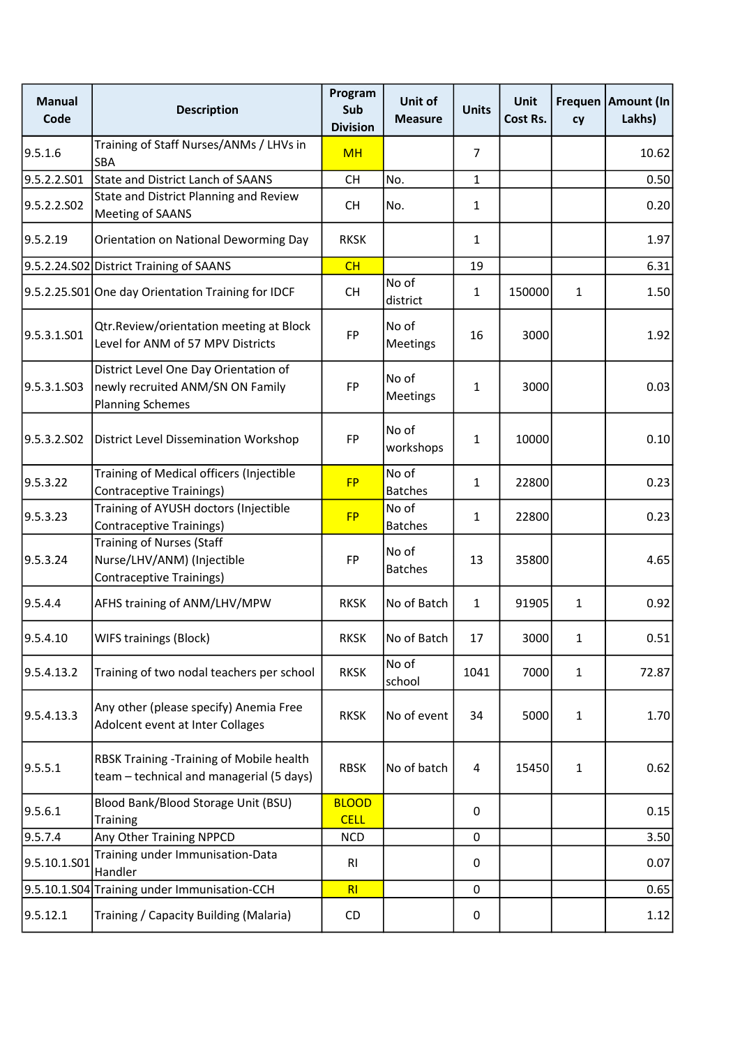| Manual Code | Description | Program Sub Division | Unit of Measure | Units | Unit Cost Rs. | Frequency | Amount (In Lakhs) |
|---|---|---|---|---|---|---|---|
| 9.5.1.6 | Training of Staff Nurses/ANMs / LHVs in SBA | MH | | 7 | | | 10.62 |
| 9.5.2.2.S01 | State and District Lanch of SAANS | CH | No. | 1 | | | 0.50 |
| 9.5.2.2.S02 | State and District Planning and Review Meeting of SAANS | CH | No. | 1 | | | 0.20 |
| 9.5.2.19 | Orientation on National Deworming Day | RKSK | | 1 | | | 1.97 |
| 9.5.2.24.S02 | District Training of SAANS | CH | | 19 | | | 6.31 |
| 9.5.2.25.S01 | One day Orientation Training for IDCF | CH | No of district | 1 | 150000 | 1 | 1.50 |
| 9.5.3.1.S01 | Qtr.Review/orientation meeting at Block Level for ANM of 57 MPV Districts | FP | No of Meetings | 16 | 3000 | | 1.92 |
| 9.5.3.1.S03 | District Level One Day Orientation of newly recruited ANM/SN ON Family Planning Schemes | FP | No of Meetings | 1 | 3000 | | 0.03 |
| 9.5.3.2.S02 | District Level Dissemination Workshop | FP | No of workshops | 1 | 10000 | | 0.10 |
| 9.5.3.22 | Training of Medical officers (Injectible Contraceptive Trainings) | FP | No of Batches | 1 | 22800 | | 0.23 |
| 9.5.3.23 | Training of AYUSH doctors (Injectible Contraceptive Trainings) | FP | No of Batches | 1 | 22800 | | 0.23 |
| 9.5.3.24 | Training of Nurses (Staff Nurse/LHV/ANM) (Injectible Contraceptive Trainings) | FP | No of Batches | 13 | 35800 | | 4.65 |
| 9.5.4.4 | AFHS training of ANM/LHV/MPW | RKSK | No of Batch | 1 | 91905 | 1 | 0.92 |
| 9.5.4.10 | WIFS trainings (Block) | RKSK | No of Batch | 17 | 3000 | 1 | 0.51 |
| 9.5.4.13.2 | Training of two nodal teachers per school | RKSK | No of school | 1041 | 7000 | 1 | 72.87 |
| 9.5.4.13.3 | Any other (please specify) Anemia Free Adolcent event at Inter Collages | RKSK | No of event | 34 | 5000 | 1 | 1.70 |
| 9.5.5.1 | RBSK Training -Training of Mobile health team – technical and managerial (5 days) | RBSK | No of batch | 4 | 15450 | 1 | 0.62 |
| 9.5.6.1 | Blood Bank/Blood Storage Unit (BSU) Training | BLOOD CELL | | 0 | | | 0.15 |
| 9.5.7.4 | Any Other Training NPPCD | NCD | | 0 | | | 3.50 |
| 9.5.10.1.S01 | Training under Immunisation-Data Handler | RI | | 0 | | | 0.07 |
| 9.5.10.1.S04 | Training under Immunisation-CCH | RI | | 0 | | | 0.65 |
| 9.5.12.1 | Training / Capacity Building (Malaria) | CD | | 0 | | | 1.12 |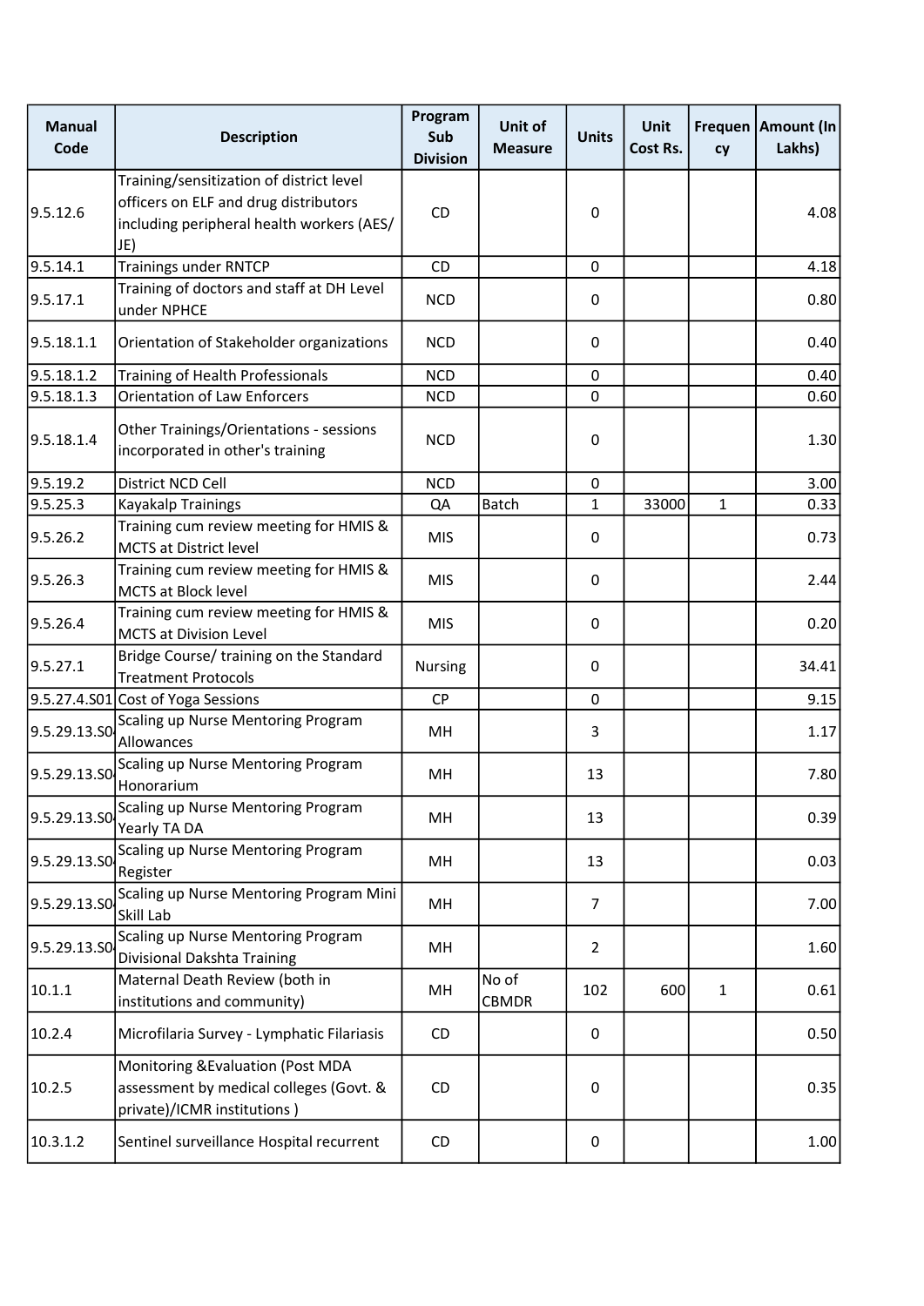| Manual Code | Description | Program Sub Division | Unit of Measure | Units | Unit Cost Rs. | Frequency | Amount (In Lakhs) |
|---|---|---|---|---|---|---|---|
| 9.5.12.6 | Training/sensitization of district level officers on ELF and drug distributors including peripheral health workers (AES/ JE) | CD | | 0 | | | 4.08 |
| 9.5.14.1 | Trainings under RNTCP | CD | | 0 | | | 4.18 |
| 9.5.17.1 | Training of doctors and staff at DH Level under NPHCE | NCD | | 0 | | | 0.80 |
| 9.5.18.1.1 | Orientation of Stakeholder organizations | NCD | | 0 | | | 0.40 |
| 9.5.18.1.2 | Training of Health Professionals | NCD | | 0 | | | 0.40 |
| 9.5.18.1.3 | Orientation of Law Enforcers | NCD | | 0 | | | 0.60 |
| 9.5.18.1.4 | Other Trainings/Orientations - sessions incorporated in other's training | NCD | | 0 | | | 1.30 |
| 9.5.19.2 | District NCD Cell | NCD | | 0 | | | 3.00 |
| 9.5.25.3 | Kayakalp Trainings | QA | Batch | 1 | 33000 | 1 | 0.33 |
| 9.5.26.2 | Training cum review meeting for HMIS & MCTS at District level | MIS | | 0 | | | 0.73 |
| 9.5.26.3 | Training cum review meeting for HMIS & MCTS at Block level | MIS | | 0 | | | 2.44 |
| 9.5.26.4 | Training cum review meeting for HMIS & MCTS at Division Level | MIS | | 0 | | | 0.20 |
| 9.5.27.1 | Bridge Course/ training on the Standard Treatment Protocols | Nursing | | 0 | | | 34.41 |
| 9.5.27.4.S01 | Cost of Yoga Sessions | CP | | 0 | | | 9.15 |
| 9.5.29.13.S0 | Scaling up Nurse Mentoring Program Allowances | MH | | 3 | | | 1.17 |
| 9.5.29.13.S0 | Scaling up Nurse Mentoring Program Honorarium | MH | | 13 | | | 7.80 |
| 9.5.29.13.S0 | Scaling up Nurse Mentoring Program Yearly TA DA | MH | | 13 | | | 0.39 |
| 9.5.29.13.S0 | Scaling up Nurse Mentoring Program Register | MH | | 13 | | | 0.03 |
| 9.5.29.13.S0 | Scaling up Nurse Mentoring Program Mini Skill Lab | MH | | 7 | | | 7.00 |
| 9.5.29.13.S0 | Scaling up Nurse Mentoring Program Divisional Dakshta Training | MH | | 2 | | | 1.60 |
| 10.1.1 | Maternal Death Review (both in institutions and community) | MH | No of CBMDR | 102 | 600 | 1 | 0.61 |
| 10.2.4 | Microfilaria Survey - Lymphatic Filariasis | CD | | 0 | | | 0.50 |
| 10.2.5 | Monitoring &Evaluation (Post MDA assessment by medical colleges (Govt. & private)/ICMR institutions ) | CD | | 0 | | | 0.35 |
| 10.3.1.2 | Sentinel surveillance Hospital recurrent | CD | | 0 | | | 1.00 |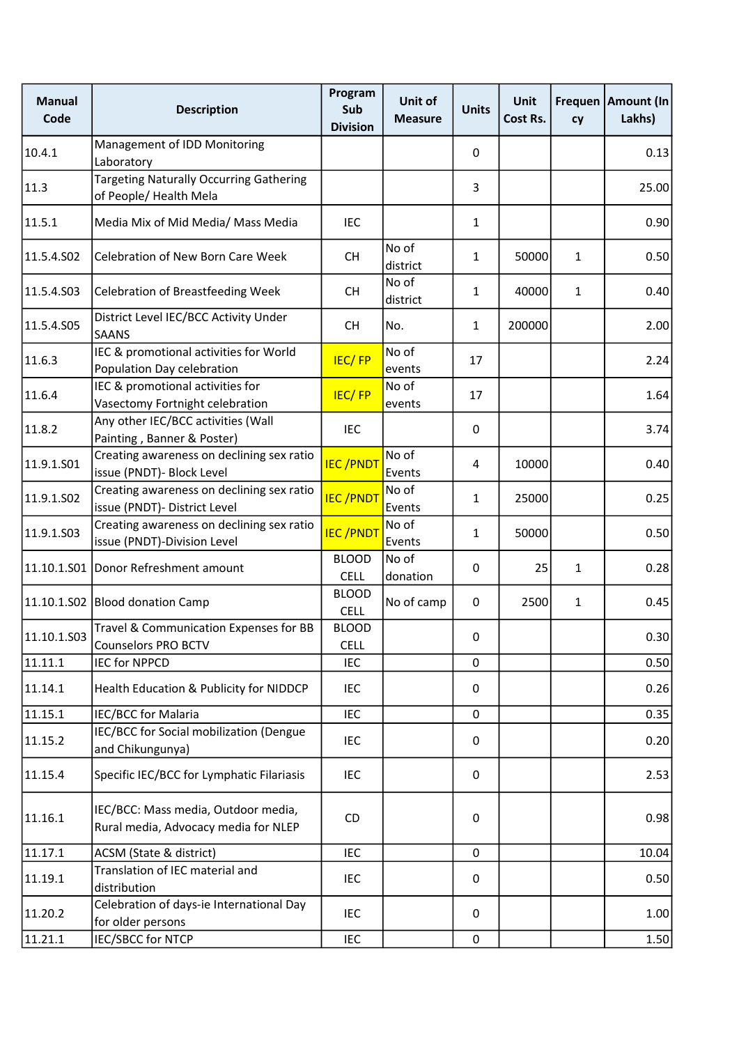| Manual Code | Description | Program Sub Division | Unit of Measure | Units | Unit Cost Rs. | Frequency | Amount (In Lakhs) |
|---|---|---|---|---|---|---|---|
| 10.4.1 | Management of IDD Monitoring Laboratory | | | 0 | | | 0.13 |
| 11.3 | Targeting Naturally Occurring Gathering of People/ Health Mela | | | 3 | | | 25.00 |
| 11.5.1 | Media Mix of Mid Media/ Mass Media | IEC | | 1 | | | 0.90 |
| 11.5.4.S02 | Celebration of New Born Care Week | CH | No of district | 1 | 50000 | 1 | 0.50 |
| 11.5.4.S03 | Celebration of Breastfeeding Week | CH | No of district | 1 | 40000 | 1 | 0.40 |
| 11.5.4.S05 | District Level IEC/BCC Activity Under SAANS | CH | No. | 1 | 200000 | | 2.00 |
| 11.6.3 | IEC & promotional activities for World Population Day celebration | IEC/ FP | No of events | 17 | | | 2.24 |
| 11.6.4 | IEC & promotional activities for Vasectomy Fortnight celebration | IEC/ FP | No of events | 17 | | | 1.64 |
| 11.8.2 | Any other IEC/BCC activities (Wall Painting , Banner & Poster) | IEC | | 0 | | | 3.74 |
| 11.9.1.S01 | Creating awareness on declining sex ratio issue (PNDT)- Block Level | IEC /PNDT | No of Events | 4 | 10000 | | 0.40 |
| 11.9.1.S02 | Creating awareness on declining sex ratio issue (PNDT)- District Level | IEC /PNDT | No of Events | 1 | 25000 | | 0.25 |
| 11.9.1.S03 | Creating awareness on declining sex ratio issue (PNDT)-Division Level | IEC /PNDT | No of Events | 1 | 50000 | | 0.50 |
| 11.10.1.S01 | Donor Refreshment amount | BLOOD CELL | No of donation | 0 | 25 | 1 | 0.28 |
| 11.10.1.S02 | Blood donation Camp | BLOOD CELL | No of camp | 0 | 2500 | 1 | 0.45 |
| 11.10.1.S03 | Travel & Communication Expenses for BB Counselors PRO BCTV | BLOOD CELL | | 0 | | | 0.30 |
| 11.11.1 | IEC for NPPCD | IEC | | 0 | | | 0.50 |
| 11.14.1 | Health Education & Publicity for NIDDCP | IEC | | 0 | | | 0.26 |
| 11.15.1 | IEC/BCC for Malaria | IEC | | 0 | | | 0.35 |
| 11.15.2 | IEC/BCC for Social mobilization (Dengue and Chikungunya) | IEC | | 0 | | | 0.20 |
| 11.15.4 | Specific IEC/BCC for Lymphatic Filariasis | IEC | | 0 | | | 2.53 |
| 11.16.1 | IEC/BCC: Mass media, Outdoor media, Rural media, Advocacy media for NLEP | CD | | 0 | | | 0.98 |
| 11.17.1 | ACSM (State & district) | IEC | | 0 | | | 10.04 |
| 11.19.1 | Translation of IEC material and distribution | IEC | | 0 | | | 0.50 |
| 11.20.2 | Celebration of days-ie International Day for older persons | IEC | | 0 | | | 1.00 |
| 11.21.1 | IEC/SBCC for NTCP | IEC | | 0 | | | 1.50 |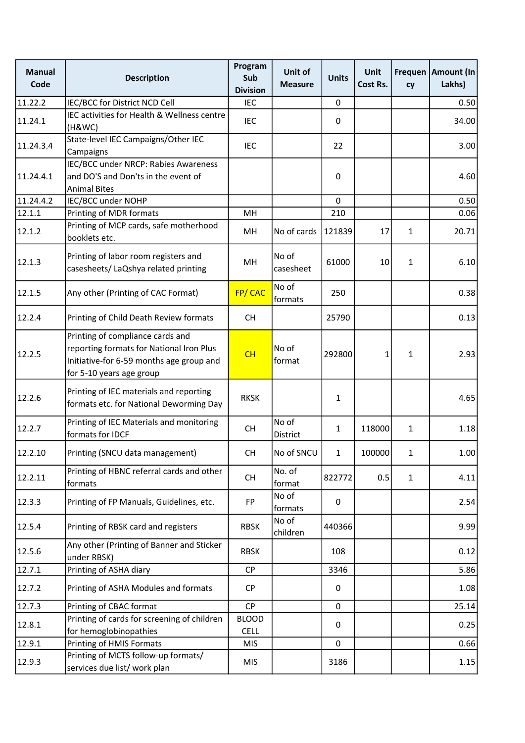| Manual Code | Description | Program Sub Division | Unit of Measure | Units | Unit Cost Rs. | Frequency | Amount (In Lakhs) |
|---|---|---|---|---|---|---|---|
| 11.22.2 | IEC/BCC for District NCD Cell | IEC | | 0 | | | 0.50 |
| 11.24.1 | IEC activities for Health & Wellness centre (H&WC) | IEC | | 0 | | | 34.00 |
| 11.24.3.4 | State-level IEC Campaigns/Other IEC Campaigns | IEC | | 22 | | | 3.00 |
| 11.24.4.1 | IEC/BCC under NRCP: Rabies Awareness and DO'S and Don'ts in the event of Animal Bites | | | 0 | | | 4.60 |
| 11.24.4.2 | IEC/BCC under NOHP | | | 0 | | | 0.50 |
| 12.1.1 | Printing of MDR formats | MH | | 210 | | | 0.06 |
| 12.1.2 | Printing of MCP cards, safe motherhood booklets etc. | MH | No of cards | 121839 | 17 | 1 | 20.71 |
| 12.1.3 | Printing of labor room registers and casesheets/ LaQshya related printing | MH | No of casesheet | 61000 | 10 | 1 | 6.10 |
| 12.1.5 | Any other (Printing of CAC Format) | FP/ CAC | No of formats | 250 | | | 0.38 |
| 12.2.4 | Printing of Child Death Review formats | CH | | 25790 | | | 0.13 |
| 12.2.5 | Printing of compliance cards and reporting formats for National Iron Plus Initiative-for 6-59 months age group and for 5-10 years age group | CH | No of format | 292800 | 1 | 1 | 2.93 |
| 12.2.6 | Printing of IEC materials and reporting formats etc. for National Deworming Day | RKSK | | 1 | | | 4.65 |
| 12.2.7 | Printing of IEC Materials and monitoring formats for IDCF | CH | No of District | 1 | 118000 | 1 | 1.18 |
| 12.2.10 | Printing (SNCU data management) | CH | No of SNCU | 1 | 100000 | 1 | 1.00 |
| 12.2.11 | Printing of HBNC referral cards and other formats | CH | No. of format | 822772 | 0.5 | 1 | 4.11 |
| 12.3.3 | Printing of FP Manuals, Guidelines, etc. | FP | No of formats | 0 | | | 2.54 |
| 12.5.4 | Printing of RBSK card and registers | RBSK | No of children | 440366 | | | 9.99 |
| 12.5.6 | Any other (Printing of Banner and Sticker under RBSK) | RBSK | | 108 | | | 0.12 |
| 12.7.1 | Printing of ASHA diary | CP | | 3346 | | | 5.86 |
| 12.7.2 | Printing of ASHA Modules and formats | CP | | 0 | | | 1.08 |
| 12.7.3 | Printing of CBAC format | CP | | 0 | | | 25.14 |
| 12.8.1 | Printing of cards for screening of children for hemoglobinopathies | BLOOD CELL | | 0 | | | 0.25 |
| 12.9.1 | Printing of HMIS Formats | MIS | | 0 | | | 0.66 |
| 12.9.3 | Printing of MCTS follow-up formats/ services due list/ work plan | MIS | | 3186 | | | 1.15 |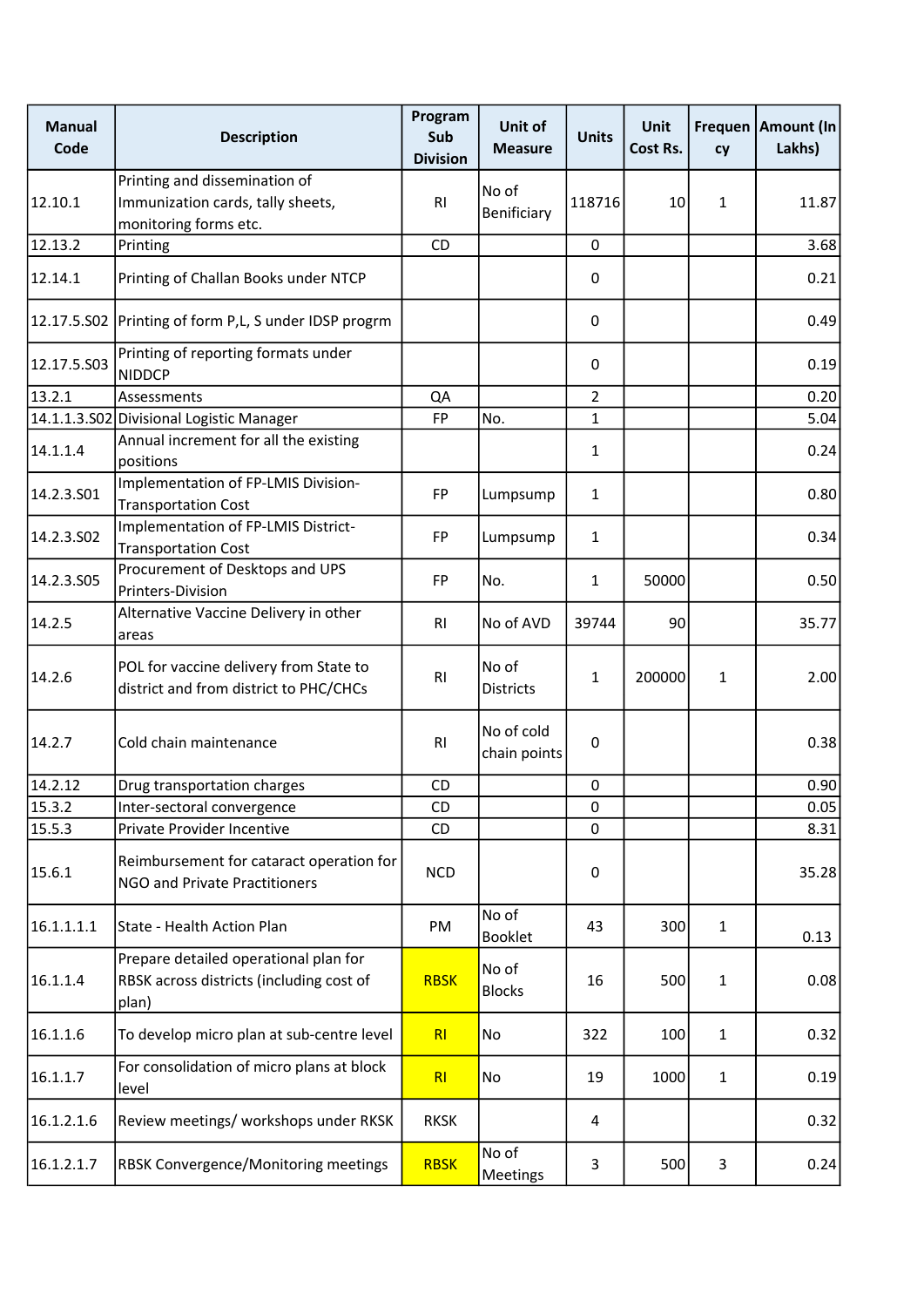| Manual Code | Description | Program Sub Division | Unit of Measure | Units | Unit Cost Rs. | Frequency | Amount (In Lakhs) |
|---|---|---|---|---|---|---|---|
| 12.10.1 | Printing and dissemination of Immunization cards, tally sheets, monitoring forms etc. | RI | No of Benificiary | 118716 | 10 | 1 | 11.87 |
| 12.13.2 | Printing | CD | | 0 | | | 3.68 |
| 12.14.1 | Printing of Challan Books under NTCP | | | 0 | | | 0.21 |
| 12.17.5.S02 | Printing of form P,L, S under IDSP progrm | | | 0 | | | 0.49 |
| 12.17.5.S03 | Printing of reporting formats under NIDDCP | | | 0 | | | 0.19 |
| 13.2.1 | Assessments | QA | | 2 | | | 0.20 |
| 14.1.1.3.S02 | Divisional Logistic Manager | FP | No. | 1 | | | 5.04 |
| 14.1.1.4 | Annual increment for all the existing positions | | | 1 | | | 0.24 |
| 14.2.3.S01 | Implementation of FP-LMIS Division-Transportation Cost | FP | Lumpsump | 1 | | | 0.80 |
| 14.2.3.S02 | Implementation of FP-LMIS District-Transportation Cost | FP | Lumpsump | 1 | | | 0.34 |
| 14.2.3.S05 | Procurement of Desktops and UPS Printers-Division | FP | No. | 1 | 50000 | | 0.50 |
| 14.2.5 | Alternative Vaccine Delivery in other areas | RI | No of AVD | 39744 | 90 | | 35.77 |
| 14.2.6 | POL for vaccine delivery from State to district and from district to PHC/CHCs | RI | No of Districts | 1 | 200000 | 1 | 2.00 |
| 14.2.7 | Cold chain maintenance | RI | No of cold chain points | 0 | | | 0.38 |
| 14.2.12 | Drug transportation charges | CD | | 0 | | | 0.90 |
| 15.3.2 | Inter-sectoral convergence | CD | | 0 | | | 0.05 |
| 15.5.3 | Private Provider Incentive | CD | | 0 | | | 8.31 |
| 15.6.1 | Reimbursement for cataract operation for NGO and Private Practitioners | NCD | | 0 | | | 35.28 |
| 16.1.1.1.1 | State - Health Action Plan | PM | No of Booklet | 43 | 300 | 1 | 0.13 |
| 16.1.1.4 | Prepare detailed operational plan for RBSK across districts (including cost of plan) | RBSK | No of Blocks | 16 | 500 | 1 | 0.08 |
| 16.1.1.6 | To develop micro plan at sub-centre level | RI | No | 322 | 100 | 1 | 0.32 |
| 16.1.1.7 | For consolidation of micro plans at block level | RI | No | 19 | 1000 | 1 | 0.19 |
| 16.1.2.1.6 | Review meetings/ workshops under RKSK | RKSK | | 4 | | | 0.32 |
| 16.1.2.1.7 | RBSK Convergence/Monitoring meetings | RBSK | No of Meetings | 3 | 500 | 3 | 0.24 |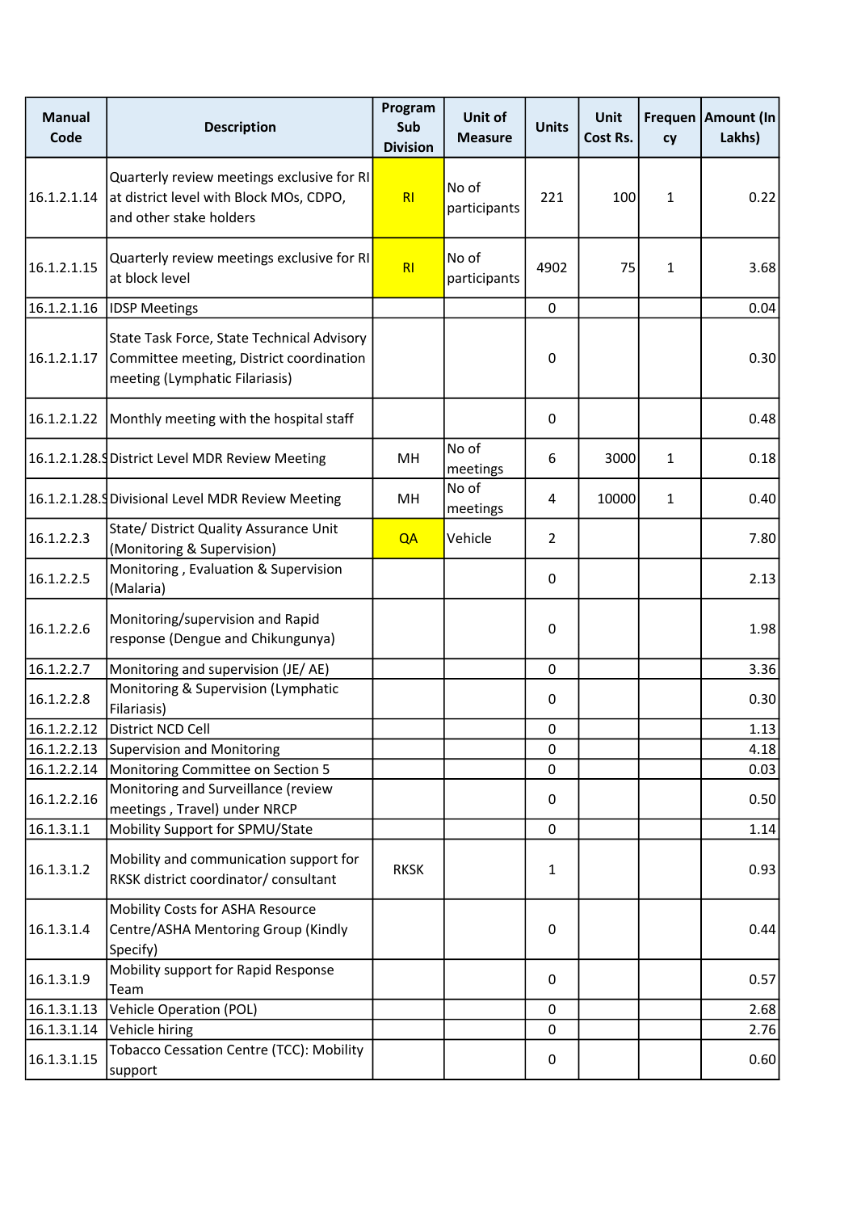| Manual Code | Description | Program Sub Division | Unit of Measure | Units | Unit Cost Rs. | Frequency | Amount (In Lakhs) |
|---|---|---|---|---|---|---|---|
| 16.1.2.1.14 | Quarterly review meetings exclusive for RI at district level with Block MOs, CDPO, and other stake holders | RI | No of participants | 221 | 100 | 1 | 0.22 |
| 16.1.2.1.15 | Quarterly review meetings exclusive for RI at block level | RI | No of participants | 4902 | 75 | 1 | 3.68 |
| 16.1.2.1.16 | IDSP Meetings | | | 0 | | | 0.04 |
| 16.1.2.1.17 | State Task Force, State Technical Advisory Committee meeting, District coordination meeting (Lymphatic Filariasis) | | | 0 | | | 0.30 |
| 16.1.2.1.22 | Monthly meeting with the hospital staff | | | 0 | | | 0.48 |
| 16.1.2.1.28.S | District Level MDR Review Meeting | MH | No of meetings | 6 | 3000 | 1 | 0.18 |
| 16.1.2.1.28.S | Divisional Level MDR Review Meeting | MH | No of meetings | 4 | 10000 | 1 | 0.40 |
| 16.1.2.2.3 | State/ District Quality Assurance Unit (Monitoring & Supervision) | QA | Vehicle | 2 | | | 7.80 |
| 16.1.2.2.5 | Monitoring , Evaluation & Supervision (Malaria) | | | 0 | | | 2.13 |
| 16.1.2.2.6 | Monitoring/supervision and Rapid response (Dengue and Chikungunya) | | | 0 | | | 1.98 |
| 16.1.2.2.7 | Monitoring and supervision (JE/ AE) | | | 0 | | | 3.36 |
| 16.1.2.2.8 | Monitoring & Supervision (Lymphatic Filariasis) | | | 0 | | | 0.30 |
| 16.1.2.2.12 | District NCD Cell | | | 0 | | | 1.13 |
| 16.1.2.2.13 | Supervision and Monitoring | | | 0 | | | 4.18 |
| 16.1.2.2.14 | Monitoring Committee on Section 5 | | | 0 | | | 0.03 |
| 16.1.2.2.16 | Monitoring and Surveillance (review meetings , Travel) under NRCP | | | 0 | | | 0.50 |
| 16.1.3.1.1 | Mobility Support for SPMU/State | | | 0 | | | 1.14 |
| 16.1.3.1.2 | Mobility and communication support for RKSK district coordinator/ consultant | RKSK | | 1 | | | 0.93 |
| 16.1.3.1.4 | Mobility Costs for ASHA Resource Centre/ASHA Mentoring Group (Kindly Specify) | | | 0 | | | 0.44 |
| 16.1.3.1.9 | Mobility support for Rapid Response Team | | | 0 | | | 0.57 |
| 16.1.3.1.13 | Vehicle Operation (POL) | | | 0 | | | 2.68 |
| 16.1.3.1.14 | Vehicle hiring | | | 0 | | | 2.76 |
| 16.1.3.1.15 | Tobacco Cessation Centre (TCC): Mobility support | | | 0 | | | 0.60 |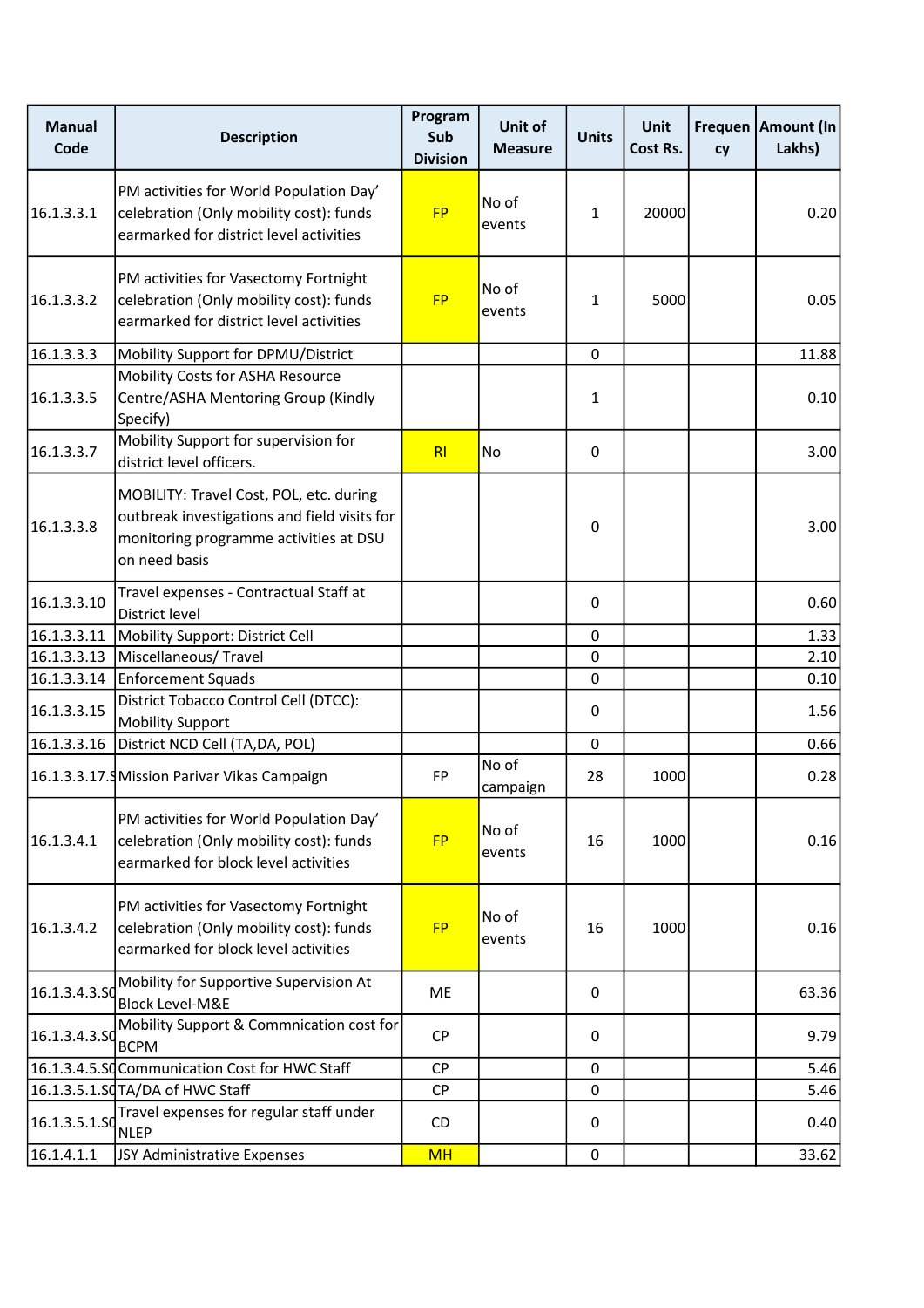| Manual Code | Description | Program Sub Division | Unit of Measure | Units | Unit Cost Rs. | Frequency | Amount (In Lakhs) |
|---|---|---|---|---|---|---|---|
| 16.1.3.3.1 | PM activities for World Population Day' celebration (Only mobility cost): funds earmarked for district level activities | FP | No of events | 1 | 20000 | | 0.20 |
| 16.1.3.3.2 | PM activities for Vasectomy Fortnight celebration (Only mobility cost): funds earmarked for district level activities | FP | No of events | 1 | 5000 | | 0.05 |
| 16.1.3.3.3 | Mobility Support for DPMU/District | | | 0 | | | 11.88 |
| 16.1.3.3.5 | Mobility Costs for ASHA Resource Centre/ASHA Mentoring Group (Kindly Specify) | | | 1 | | | 0.10 |
| 16.1.3.3.7 | Mobility Support for supervision for district level officers. | RI | No | 0 | | | 3.00 |
| 16.1.3.3.8 | MOBILITY: Travel Cost, POL, etc. during outbreak investigations and field visits for monitoring programme activities at DSU on need basis | | | 0 | | | 3.00 |
| 16.1.3.3.10 | Travel expenses - Contractual Staff at District level | | | 0 | | | 0.60 |
| 16.1.3.3.11 | Mobility Support: District Cell | | | 0 | | | 1.33 |
| 16.1.3.3.13 | Miscellaneous/ Travel | | | 0 | | | 2.10 |
| 16.1.3.3.14 | Enforcement Squads | | | 0 | | | 0.10 |
| 16.1.3.3.15 | District Tobacco Control Cell (DTCC): Mobility Support | | | 0 | | | 1.56 |
| 16.1.3.3.16 | District NCD Cell (TA,DA, POL) | | | 0 | | | 0.66 |
| 16.1.3.3.17.S | Mission Parivar Vikas Campaign | FP | No of campaign | 28 | 1000 | | 0.28 |
| 16.1.3.4.1 | PM activities for World Population Day' celebration (Only mobility cost): funds earmarked for block level activities | FP | No of events | 16 | 1000 | | 0.16 |
| 16.1.3.4.2 | PM activities for Vasectomy Fortnight celebration (Only mobility cost): funds earmarked for block level activities | FP | No of events | 16 | 1000 | | 0.16 |
| 16.1.3.4.3.SC | Mobility for Supportive Supervision At Block Level-M&E | ME | | 0 | | | 63.36 |
| 16.1.3.4.3.SC | Mobility Support & Commnication cost for BCPM | CP | | 0 | | | 9.79 |
| 16.1.3.4.5.SC | Communication Cost for HWC Staff | CP | | 0 | | | 5.46 |
| 16.1.3.5.1.SC | TA/DA of HWC Staff | CP | | 0 | | | 5.46 |
| 16.1.3.5.1.SC | Travel expenses for regular staff under NLEP | CD | | 0 | | | 0.40 |
| 16.1.4.1.1 | JSY Administrative Expenses | MH | | 0 | | | 33.62 |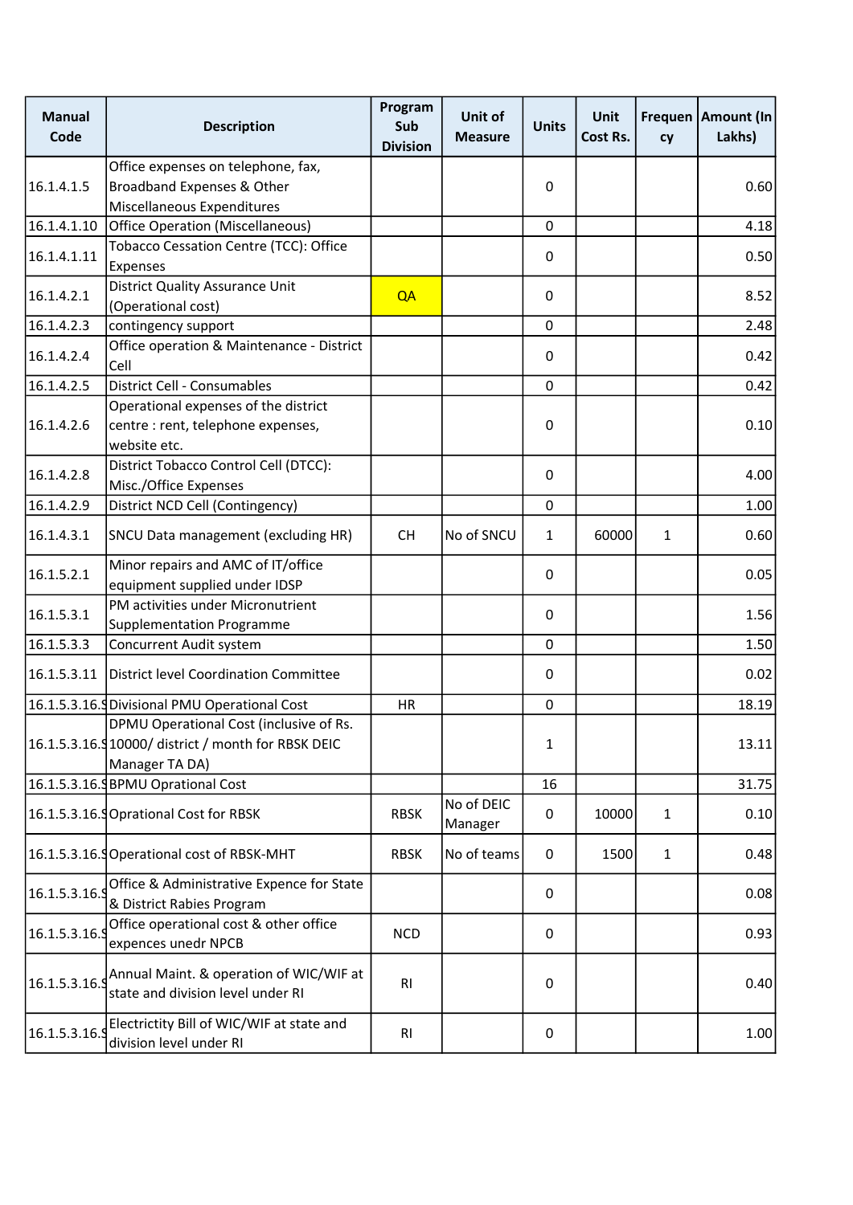| Manual Code | Description | Program Sub Division | Unit of Measure | Units | Unit Cost Rs. | Frequency | Amount (In Lakhs) |
|---|---|---|---|---|---|---|---|
| 16.1.4.1.5 | Office expenses on telephone, fax, Broadband Expenses & Other Miscellaneous Expenditures | | | 0 | | | 0.60 |
| 16.1.4.1.10 | Office Operation (Miscellaneous) | | | 0 | | | 4.18 |
| 16.1.4.1.11 | Tobacco Cessation Centre (TCC): Office Expenses | | | 0 | | | 0.50 |
| 16.1.4.2.1 | District Quality Assurance Unit (Operational cost) | QA | | 0 | | | 8.52 |
| 16.1.4.2.3 | contingency support | | | 0 | | | 2.48 |
| 16.1.4.2.4 | Office operation & Maintenance - District Cell | | | 0 | | | 0.42 |
| 16.1.4.2.5 | District Cell - Consumables | | | 0 | | | 0.42 |
| 16.1.4.2.6 | Operational expenses of the district centre : rent, telephone expenses, website etc. | | | 0 | | | 0.10 |
| 16.1.4.2.8 | District Tobacco Control Cell (DTCC): Misc./Office Expenses | | | 0 | | | 4.00 |
| 16.1.4.2.9 | District NCD Cell (Contingency) | | | 0 | | | 1.00 |
| 16.1.4.3.1 | SNCU Data management (excluding HR) | CH | No of SNCU | 1 | 60000 | 1 | 0.60 |
| 16.1.5.2.1 | Minor repairs and AMC of IT/office equipment supplied under IDSP | | | 0 | | | 0.05 |
| 16.1.5.3.1 | PM activities under Micronutrient Supplementation Programme | | | 0 | | | 1.56 |
| 16.1.5.3.3 | Concurrent Audit system | | | 0 | | | 1.50 |
| 16.1.5.3.11 | District level Coordination Committee | | | 0 | | | 0.02 |
| 16.1.5.3.16.S | Divisional PMU Operational Cost | HR | | 0 | | | 18.19 |
| 16.1.5.3.16.S | DPMU Operational Cost (inclusive of Rs. 10000/ district / month for RBSK DEIC Manager TA DA) | | | 1 | | | 13.11 |
| 16.1.5.3.16.S | BPMU Oprational Cost | | | 16 | | | 31.75 |
| 16.1.5.3.16.S | Oprational Cost for RBSK | RBSK | No of DEIC Manager | 0 | 10000 | 1 | 0.10 |
| 16.1.5.3.16.S | Operational cost of RBSK-MHT | RBSK | No of teams | 0 | 1500 | 1 | 0.48 |
| 16.1.5.3.16.S | Office & Administrative Expence for State & District Rabies Program | | | 0 | | | 0.08 |
| 16.1.5.3.16.S | Office operational cost & other office expences unedr NPCB | NCD | | 0 | | | 0.93 |
| 16.1.5.3.16.S | Annual Maint. & operation of WIC/WIF at state and division level under RI | RI | | 0 | | | 0.40 |
| 16.1.5.3.16.S | Electrictity Bill of WIC/WIF at state and division level under RI | RI | | 0 | | | 1.00 |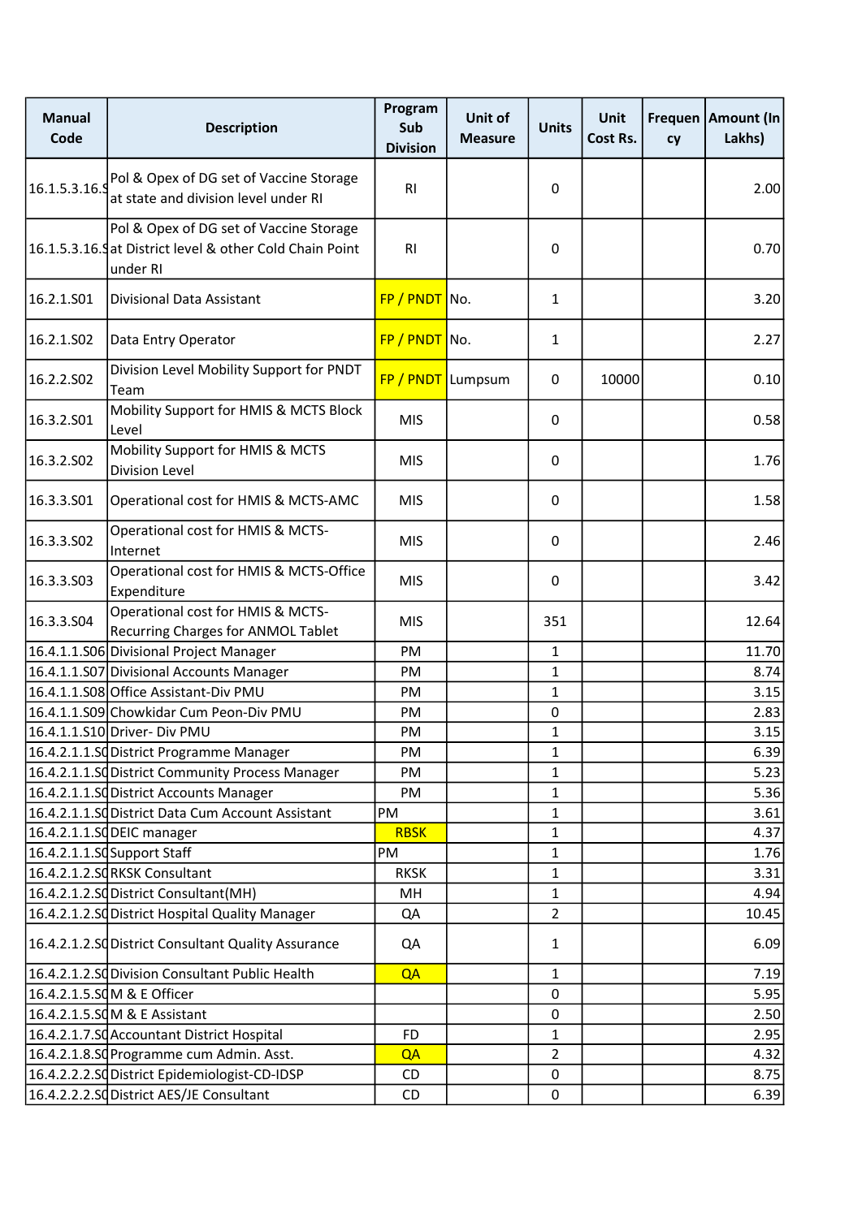| Manual Code | Description | Program Sub Division | Unit of Measure | Units | Unit Cost Rs. | Frequency | Amount (In Lakhs) |
|---|---|---|---|---|---|---|---|
| 16.1.5.3.16.S | Pol & Opex of DG set of Vaccine Storage at state and division level under RI | RI | | 0 | | | 2.00 |
| 16.1.5.3.16.S | Pol & Opex of DG set of Vaccine Storage at District level & other Cold Chain Point under RI | RI | | 0 | | | 0.70 |
| 16.2.1.S01 | Divisional Data Assistant | FP / PNDT | No. | 1 | | | 3.20 |
| 16.2.1.S02 | Data Entry Operator | FP / PNDT | No. | 1 | | | 2.27 |
| 16.2.2.S02 | Division Level Mobility Support for PNDT Team | FP / PNDT | Lumpsum | 0 | 10000 | | 0.10 |
| 16.3.2.S01 | Mobility Support for HMIS & MCTS Block Level | MIS | | 0 | | | 0.58 |
| 16.3.2.S02 | Mobility Support for HMIS & MCTS Division Level | MIS | | 0 | | | 1.76 |
| 16.3.3.S01 | Operational cost for HMIS & MCTS-AMC | MIS | | 0 | | | 1.58 |
| 16.3.3.S02 | Operational cost for HMIS & MCTS-Internet | MIS | | 0 | | | 2.46 |
| 16.3.3.S03 | Operational cost for HMIS & MCTS-Office Expenditure | MIS | | 0 | | | 3.42 |
| 16.3.3.S04 | Operational cost for HMIS & MCTS-Recurring Charges for ANMOL Tablet | MIS | | 351 | | | 12.64 |
| 16.4.1.1.S06 | Divisional Project Manager | PM | | 1 | | | 11.70 |
| 16.4.1.1.S07 | Divisional Accounts Manager | PM | | 1 | | | 8.74 |
| 16.4.1.1.S08 | Office Assistant-Div PMU | PM | | 1 | | | 3.15 |
| 16.4.1.1.S09 | Chowkidar Cum Peon-Div PMU | PM | | 0 | | | 2.83 |
| 16.4.1.1.S10 | Driver- Div PMU | PM | | 1 | | | 3.15 |
| 16.4.2.1.1.S0 | District Programme Manager | PM | | 1 | | | 6.39 |
| 16.4.2.1.1.S0 | District Community Process Manager | PM | | 1 | | | 5.23 |
| 16.4.2.1.1.S0 | District Accounts Manager | PM | | 1 | | | 5.36 |
| 16.4.2.1.1.S0 | District Data Cum Account Assistant | PM | | 1 | | | 3.61 |
| 16.4.2.1.1.S0 | DEIC manager | RBSK | | 1 | | | 4.37 |
| 16.4.2.1.1.S0 | Support Staff | PM | | 1 | | | 1.76 |
| 16.4.2.1.2.S0 | RKSK Consultant | RKSK | | 1 | | | 3.31 |
| 16.4.2.1.2.S0 | District Consultant(MH) | MH | | 1 | | | 4.94 |
| 16.4.2.1.2.S0 | District Hospital Quality Manager | QA | | 2 | | | 10.45 |
| 16.4.2.1.2.S0 | District Consultant Quality Assurance | QA | | 1 | | | 6.09 |
| 16.4.2.1.2.S0 | Division Consultant Public Health | QA | | 1 | | | 7.19 |
| 16.4.2.1.5.S0 | M & E Officer | | | 0 | | | 5.95 |
| 16.4.2.1.5.S0 | M & E Assistant | | | 0 | | | 2.50 |
| 16.4.2.1.7.S0 | Accountant District Hospital | FD | | 1 | | | 2.95 |
| 16.4.2.1.8.S0 | Programme cum Admin. Asst. | QA | | 2 | | | 4.32 |
| 16.4.2.2.2.S0 | District Epidemiologist-CD-IDSP | CD | | 0 | | | 8.75 |
| 16.4.2.2.2.S0 | District AES/JE Consultant | CD | | 0 | | | 6.39 |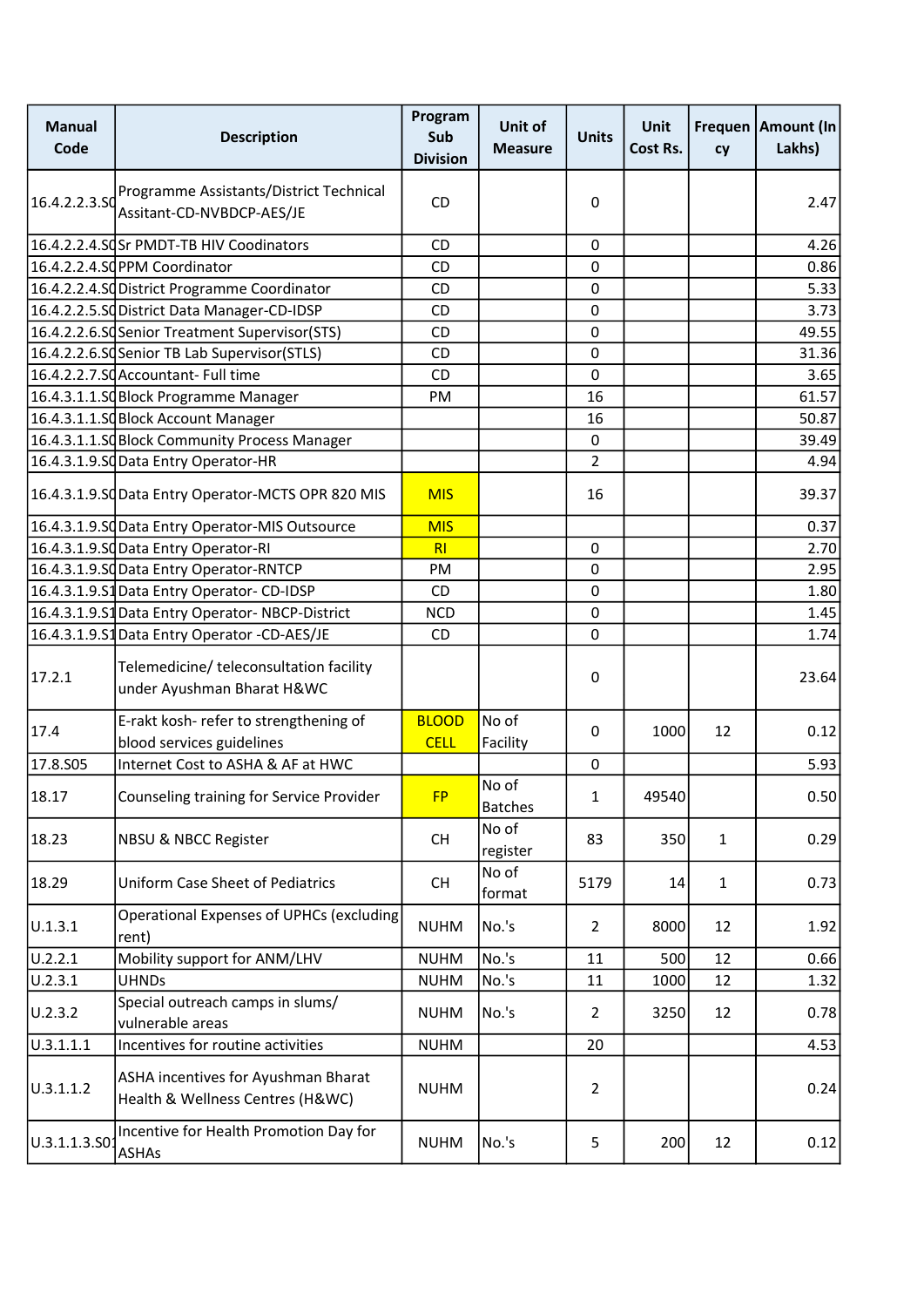| Manual Code | Description | Program Sub Division | Unit of Measure | Units | Unit Cost Rs. | Frequency | Amount (In Lakhs) |
|---|---|---|---|---|---|---|---|
| 16.4.2.2.3.S0 | Programme Assistants/District Technical Assitant-CD-NVBDCP-AES/JE | CD | | 0 | | | 2.47 |
| 16.4.2.2.4.S0 | Sr PMDT-TB HIV Coodinators | CD | | 0 | | | 4.26 |
| 16.4.2.2.4.S0 | PPM Coordinator | CD | | 0 | | | 0.86 |
| 16.4.2.2.4.S0 | District Programme Coordinator | CD | | 0 | | | 5.33 |
| 16.4.2.2.5.S0 | District Data Manager-CD-IDSP | CD | | 0 | | | 3.73 |
| 16.4.2.2.6.S0 | Senior Treatment Supervisor(STS) | CD | | 0 | | | 49.55 |
| 16.4.2.2.6.S0 | Senior TB Lab Supervisor(STLS) | CD | | 0 | | | 31.36 |
| 16.4.2.2.7.S0 | Accountant- Full time | CD | | 0 | | | 3.65 |
| 16.4.3.1.1.S0 | Block Programme Manager | PM | | 16 | | | 61.57 |
| 16.4.3.1.1.S0 | Block Account Manager | | | 16 | | | 50.87 |
| 16.4.3.1.1.S0 | Block Community Process Manager | | | 0 | | | 39.49 |
| 16.4.3.1.9.S0 | Data Entry Operator-HR | | | 2 | | | 4.94 |
| 16.4.3.1.9.S0 | Data Entry Operator-MCTS OPR 820 MIS | MIS | | 16 | | | 39.37 |
| 16.4.3.1.9.S0 | Data Entry Operator-MIS Outsource | MIS | | | | | 0.37 |
| 16.4.3.1.9.S0 | Data Entry Operator-RI | RI | | 0 | | | 2.70 |
| 16.4.3.1.9.S0 | Data Entry Operator-RNTCP | PM | | 0 | | | 2.95 |
| 16.4.3.1.9.S1 | Data Entry Operator- CD-IDSP | CD | | 0 | | | 1.80 |
| 16.4.3.1.9.S1 | Data Entry Operator- NBCP-District | NCD | | 0 | | | 1.45 |
| 16.4.3.1.9.S1 | Data Entry Operator -CD-AES/JE | CD | | 0 | | | 1.74 |
| 17.2.1 | Telemedicine/ teleconsultation facility under Ayushman Bharat H&WC | | | 0 | | | 23.64 |
| 17.4 | E-rakt kosh- refer to strengthening of blood services guidelines | BLOOD CELL | No of Facility | 0 | 1000 | 12 | 0.12 |
| 17.8.S05 | Internet Cost to ASHA & AF at HWC | | | 0 | | | 5.93 |
| 18.17 | Counseling training for Service Provider | FP | No of Batches | 1 | 49540 | | 0.50 |
| 18.23 | NBSU & NBCC Register | CH | No of register | 83 | 350 | 1 | 0.29 |
| 18.29 | Uniform Case Sheet of Pediatrics | CH | No of format | 5179 | 14 | 1 | 0.73 |
| U.1.3.1 | Operational Expenses of UPHCs (excluding rent) | NUHM | No.'s | 2 | 8000 | 12 | 1.92 |
| U.2.2.1 | Mobility support for ANM/LHV | NUHM | No.'s | 11 | 500 | 12 | 0.66 |
| U.2.3.1 | UHNDs | NUHM | No.'s | 11 | 1000 | 12 | 1.32 |
| U.2.3.2 | Special outreach camps in slums/ vulnerable areas | NUHM | No.'s | 2 | 3250 | 12 | 0.78 |
| U.3.1.1.1 | Incentives for routine activities | NUHM | | 20 | | | 4.53 |
| U.3.1.1.2 | ASHA incentives for Ayushman Bharat Health & Wellness Centres (H&WC) | NUHM | | 2 | | | 0.24 |
| U.3.1.1.3.S01 | Incentive for Health Promotion Day for ASHAs | NUHM | No.'s | 5 | 200 | 12 | 0.12 |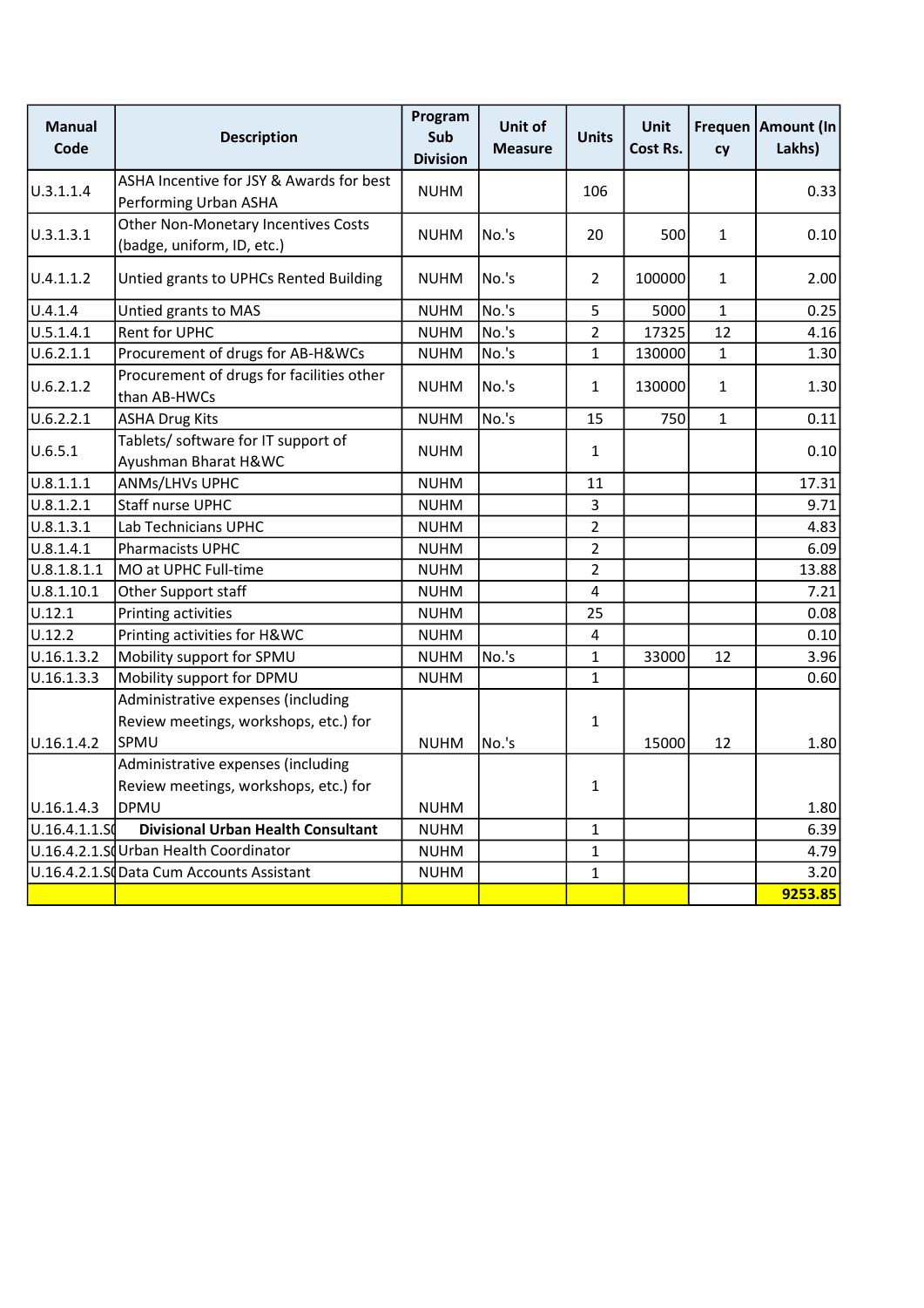| Manual Code | Description | Program Sub Division | Unit of Measure | Units | Unit Cost Rs. | Frequency | Amount (In Lakhs) |
|---|---|---|---|---|---|---|---|
| U.3.1.1.4 | ASHA Incentive for JSY & Awards for best Performing Urban ASHA | NUHM | | 106 | | | 0.33 |
| U.3.1.3.1 | Other Non-Monetary Incentives Costs (badge, uniform, ID, etc.) | NUHM | No.'s | 20 | 500 | 1 | 0.10 |
| U.4.1.1.2 | Untied grants to UPHCs Rented Building | NUHM | No.'s | 2 | 100000 | 1 | 2.00 |
| U.4.1.4 | Untied grants to MAS | NUHM | No.'s | 5 | 5000 | 1 | 0.25 |
| U.5.1.4.1 | Rent for UPHC | NUHM | No.'s | 2 | 17325 | 12 | 4.16 |
| U.6.2.1.1 | Procurement of drugs for AB-H&WCs | NUHM | No.'s | 1 | 130000 | 1 | 1.30 |
| U.6.2.1.2 | Procurement of drugs for facilities other than AB-HWCs | NUHM | No.'s | 1 | 130000 | 1 | 1.30 |
| U.6.2.2.1 | ASHA Drug Kits | NUHM | No.'s | 15 | 750 | 1 | 0.11 |
| U.6.5.1 | Tablets/ software for IT support of Ayushman Bharat H&WC | NUHM | | 1 | | | 0.10 |
| U.8.1.1.1 | ANMs/LHVs UPHC | NUHM | | 11 | | | 17.31 |
| U.8.1.2.1 | Staff nurse UPHC | NUHM | | 3 | | | 9.71 |
| U.8.1.3.1 | Lab Technicians UPHC | NUHM | | 2 | | | 4.83 |
| U.8.1.4.1 | Pharmacists UPHC | NUHM | | 2 | | | 6.09 |
| U.8.1.8.1.1 | MO at UPHC Full-time | NUHM | | 2 | | | 13.88 |
| U.8.1.10.1 | Other Support staff | NUHM | | 4 | | | 7.21 |
| U.12.1 | Printing activities | NUHM | | 25 | | | 0.08 |
| U.12.2 | Printing activities for H&WC | NUHM | | 4 | | | 0.10 |
| U.16.1.3.2 | Mobility support for SPMU | NUHM | No.'s | 1 | 33000 | 12 | 3.96 |
| U.16.1.3.3 | Mobility support for DPMU | NUHM | | 1 | | | 0.60 |
| U.16.1.4.2 | Administrative expenses (including Review meetings, workshops, etc.) for SPMU | NUHM | No.'s | 1 | 15000 | 12 | 1.80 |
| U.16.1.4.3 | Administrative expenses (including Review meetings, workshops, etc.) for DPMU | NUHM | | 1 | | | 1.80 |
| U.16.4.1.1.S0 | **Divisional Urban Health Consultant** | NUHM | | 1 | | | 6.39 |
| U.16.4.2.1.S0 | Urban Health Coordinator | NUHM | | 1 | | | 4.79 |
| U.16.4.2.1.S0 | Data Cum Accounts Assistant | NUHM | | 1 | | | 3.20 |
| | | | | | | | **9253.85** |